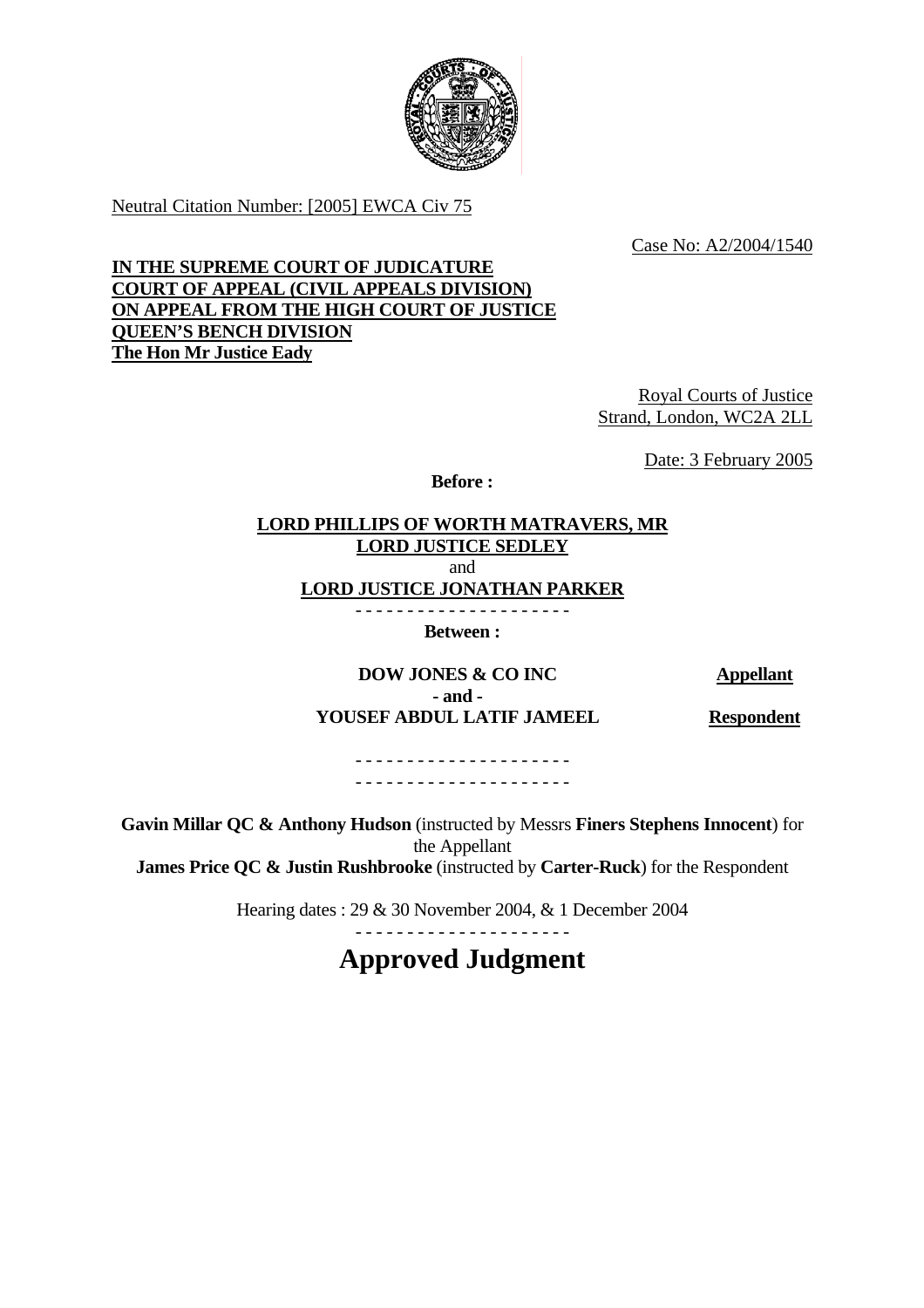Neutral Citation Number: [2005] EWCA Civ 75

Case No: A2/2004/1540

**IN THE SUPREME COURT OF JUDICATURE**
**COURT OF APPEAL (CIVIL APPEALS DIVISION)**
**ON APPEAL FROM THE HIGH COURT OF JUSTICE**
**QUEEN'S BENCH DIVISION**
**The Hon Mr Justice Eady**

Royal Courts of Justice
Strand, London, WC2A 2LL

Date: 3 February 2005

**Before :**

**LORD PHILLIPS OF WORTH MATRAVERS, MR**
**LORD JUSTICE SEDLEY**
and
**LORD JUSTICE JONATHAN PARKER**

- - - - - - - - - - - - - - - - - - - - -

**Between :**

| | |
|---|---|
| **DOW JONES & CO INC** | **Appellant** |
| **- and -** | |
| **YOUSEF ABDUL LATIF JAMEEL** | **Respondent** |

- - - - - - - - - - - - - - - - - - - - -
- - - - - - - - - - - - - - - - - - - - -

**Gavin Millar QC & Anthony Hudson** (instructed by Messrs **Finers Stephens Innocent**) for the Appellant
**James Price QC & Justin Rushbrooke** (instructed by **Carter-Ruck**) for the Respondent

Hearing dates : 29 & 30 November 2004, & 1 December 2004

- - - - - - - - - - - - - - - - - - - - -

# Approved Judgment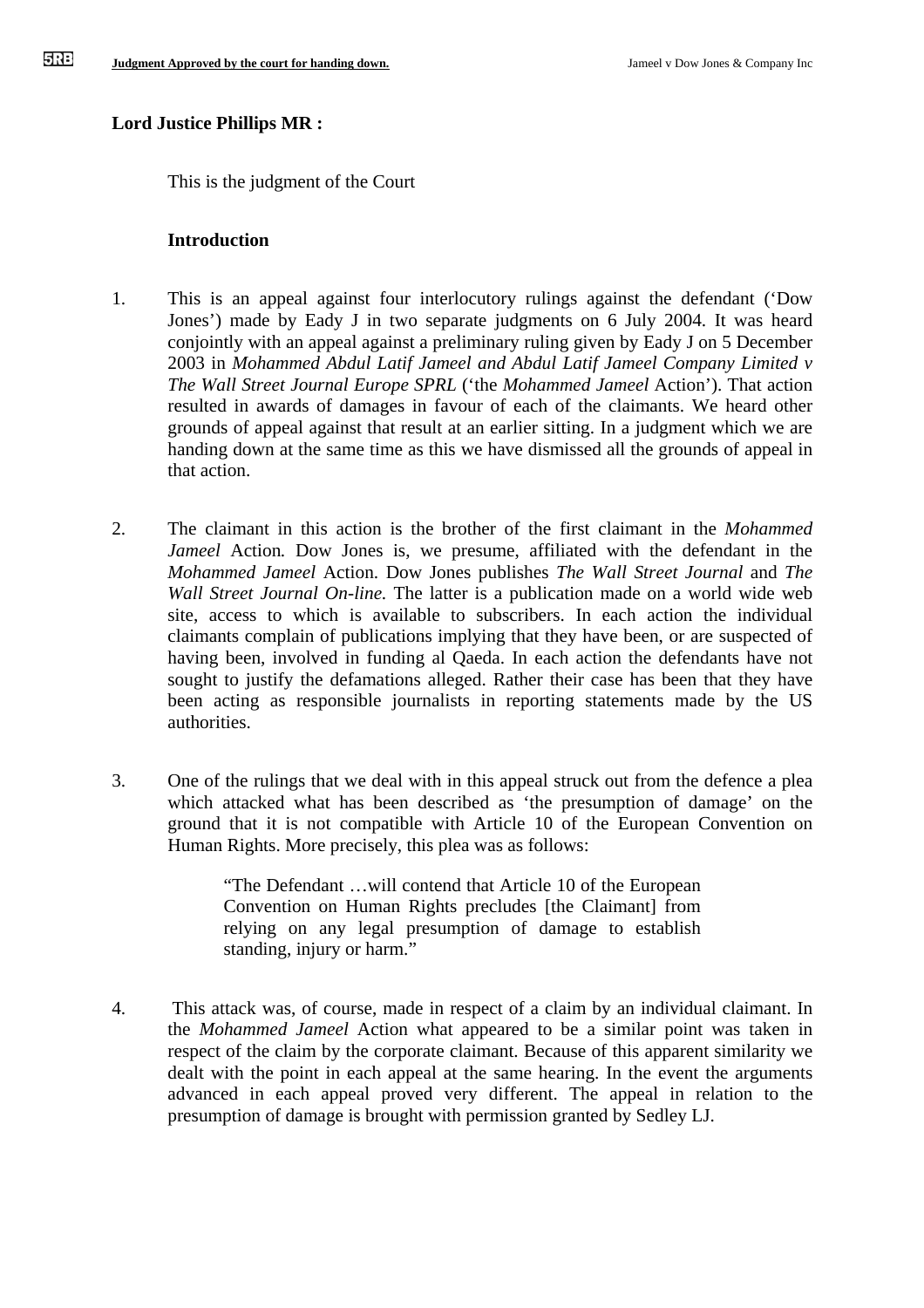**Lord Justice Phillips MR :**

This is the judgment of the Court

**Introduction**

1. This is an appeal against four interlocutory rulings against the defendant ('Dow Jones') made by Eady J in two separate judgments on 6 July 2004. It was heard conjointly with an appeal against a preliminary ruling given by Eady J on 5 December 2003 in *Mohammed Abdul Latif Jameel and Abdul Latif Jameel Company Limited v The Wall Street Journal Europe SPRL* ('the *Mohammed Jameel* Action'). That action resulted in awards of damages in favour of each of the claimants. We heard other grounds of appeal against that result at an earlier sitting. In a judgment which we are handing down at the same time as this we have dismissed all the grounds of appeal in that action.

2. The claimant in this action is the brother of the first claimant in the *Mohammed Jameel* Action*.* Dow Jones is, we presume, affiliated with the defendant in the *Mohammed Jameel* Action. Dow Jones publishes *The Wall Street Journal* and *The Wall Street Journal On-line.* The latter is a publication made on a world wide web site, access to which is available to subscribers. In each action the individual claimants complain of publications implying that they have been, or are suspected of having been, involved in funding al Qaeda. In each action the defendants have not sought to justify the defamations alleged. Rather their case has been that they have been acting as responsible journalists in reporting statements made by the US authorities.

3. One of the rulings that we deal with in this appeal struck out from the defence a plea which attacked what has been described as 'the presumption of damage' on the ground that it is not compatible with Article 10 of the European Convention on Human Rights. More precisely, this plea was as follows:

> "The Defendant …will contend that Article 10 of the European Convention on Human Rights precludes [the Claimant] from relying on any legal presumption of damage to establish standing, injury or harm."

4. This attack was, of course, made in respect of a claim by an individual claimant. In the *Mohammed Jameel* Action what appeared to be a similar point was taken in respect of the claim by the corporate claimant. Because of this apparent similarity we dealt with the point in each appeal at the same hearing. In the event the arguments advanced in each appeal proved very different. The appeal in relation to the presumption of damage is brought with permission granted by Sedley LJ.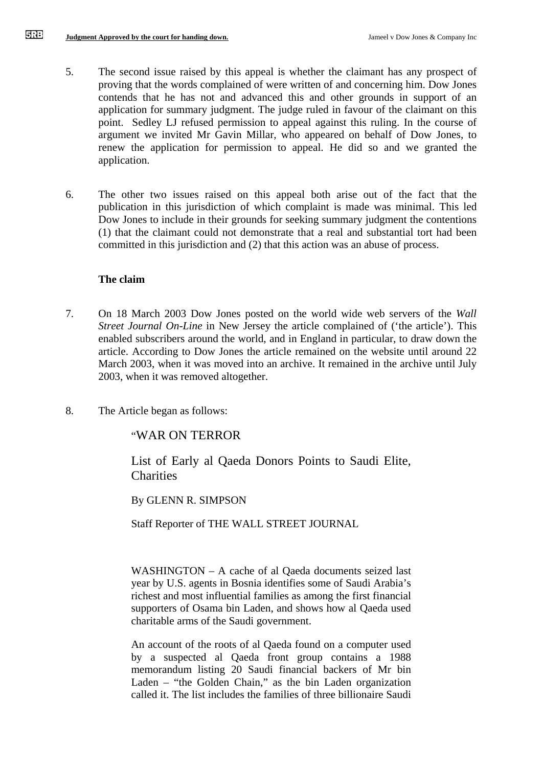5. The second issue raised by this appeal is whether the claimant has any prospect of proving that the words complained of were written of and concerning him. Dow Jones contends that he has not and advanced this and other grounds in support of an application for summary judgment. The judge ruled in favour of the claimant on this point. Sedley LJ refused permission to appeal against this ruling. In the course of argument we invited Mr Gavin Millar, who appeared on behalf of Dow Jones, to renew the application for permission to appeal. He did so and we granted the application.

6. The other two issues raised on this appeal both arise out of the fact that the publication in this jurisdiction of which complaint is made was minimal. This led Dow Jones to include in their grounds for seeking summary judgment the contentions (1) that the claimant could not demonstrate that a real and substantial tort had been committed in this jurisdiction and (2) that this action was an abuse of process.

**The claim**

7. On 18 March 2003 Dow Jones posted on the world wide web servers of the ***Wall Street Journal On-Line*** in New Jersey the article complained of ('the article'). This enabled subscribers around the world, and in England in particular, to draw down the article. According to Dow Jones the article remained on the website until around 22 March 2003, when it was moved into an archive. It remained in the archive until July 2003, when it was removed altogether.

8. The Article began as follows:

> "WAR ON TERROR
>
> List of Early al Qaeda Donors Points to Saudi Elite, Charities
>
> By GLENN R. SIMPSON
>
> Staff Reporter of THE WALL STREET JOURNAL
>
> WASHINGTON – A cache of al Qaeda documents seized last year by U.S. agents in Bosnia identifies some of Saudi Arabia's richest and most influential families as among the first financial supporters of Osama bin Laden, and shows how al Qaeda used charitable arms of the Saudi government.
>
> An account of the roots of al Qaeda found on a computer used by a suspected al Qaeda front group contains a 1988 memorandum listing 20 Saudi financial backers of Mr bin Laden – "the Golden Chain," as the bin Laden organization called it. The list includes the families of three billionaire Saudi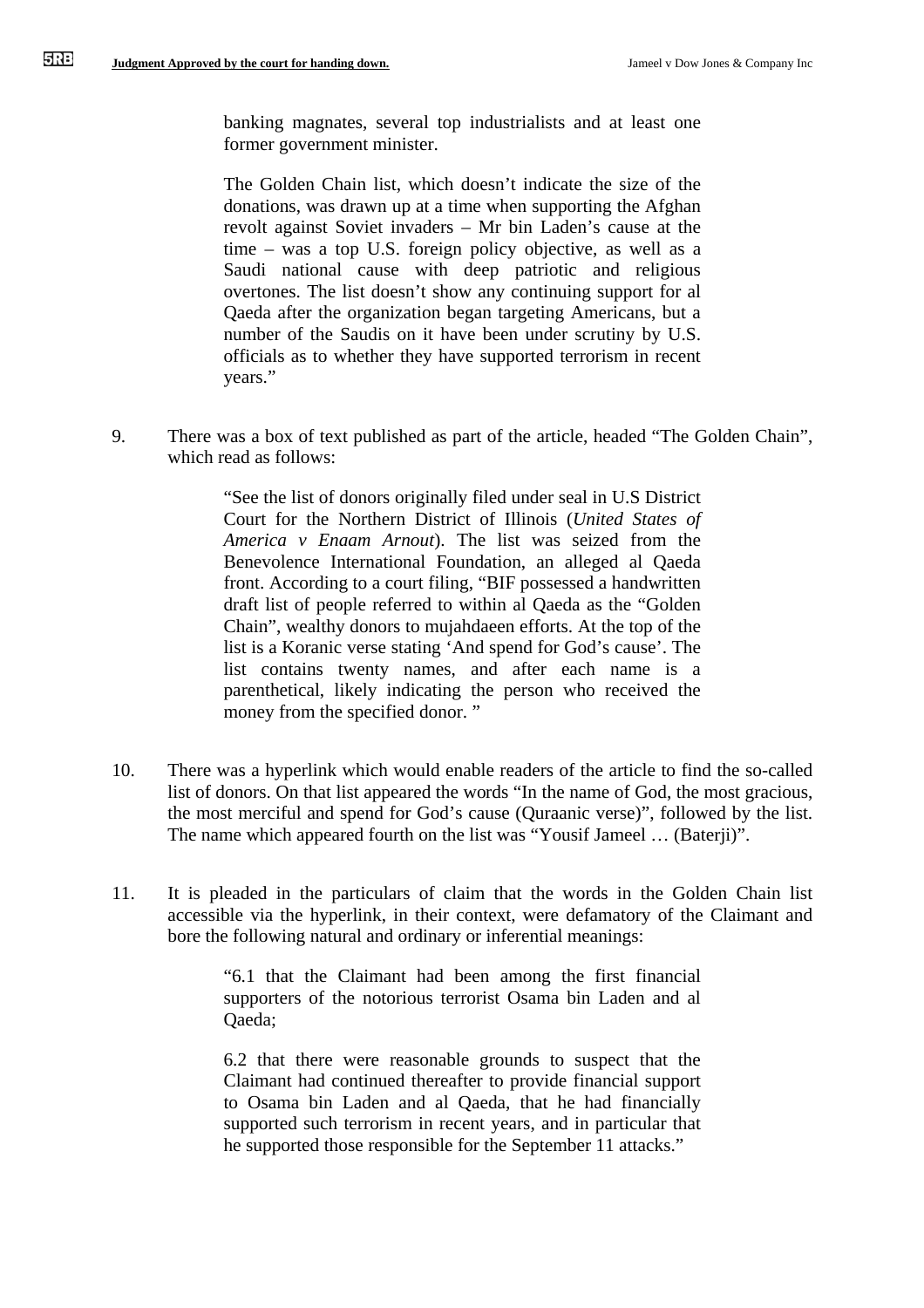> banking magnates, several top industrialists and at least one former government minister.
>
> The Golden Chain list, which doesn't indicate the size of the donations, was drawn up at a time when supporting the Afghan revolt against Soviet invaders – Mr bin Laden's cause at the time – was a top U.S. foreign policy objective, as well as a Saudi national cause with deep patriotic and religious overtones. The list doesn't show any continuing support for al Qaeda after the organization began targeting Americans, but a number of the Saudis on it have been under scrutiny by U.S. officials as to whether they have supported terrorism in recent years."

9. There was a box of text published as part of the article, headed "The Golden Chain", which read as follows:

> "See the list of donors originally filed under seal in U.S District Court for the Northern District of Illinois (*United States of America v Enaam Arnout*). The list was seized from the Benevolence International Foundation, an alleged al Qaeda front. According to a court filing, "BIF possessed a handwritten draft list of people referred to within al Qaeda as the "Golden Chain", wealthy donors to mujahdaeen efforts. At the top of the list is a Koranic verse stating 'And spend for God's cause'. The list contains twenty names, and after each name is a parenthetical, likely indicating the person who received the money from the specified donor. "

10. There was a hyperlink which would enable readers of the article to find the so-called list of donors. On that list appeared the words "In the name of God, the most gracious, the most merciful and spend for God's cause (Quraanic verse)", followed by the list. The name which appeared fourth on the list was "Yousif Jameel … (Baterji)".

11. It is pleaded in the particulars of claim that the words in the Golden Chain list accessible via the hyperlink, in their context, were defamatory of the Claimant and bore the following natural and ordinary or inferential meanings:

> "6.1 that the Claimant had been among the first financial supporters of the notorious terrorist Osama bin Laden and al Qaeda;
>
> 6.2 that there were reasonable grounds to suspect that the Claimant had continued thereafter to provide financial support to Osama bin Laden and al Qaeda, that he had financially supported such terrorism in recent years, and in particular that he supported those responsible for the September 11 attacks."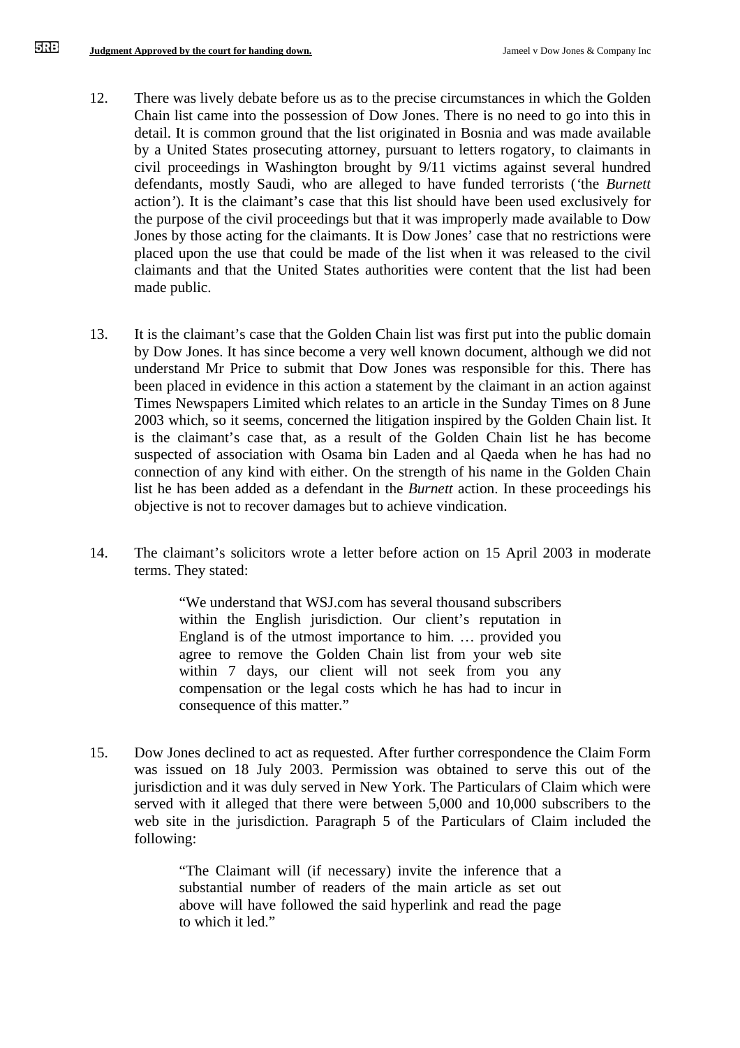12. There was lively debate before us as to the precise circumstances in which the Golden Chain list came into the possession of Dow Jones. There is no need to go into this in detail. It is common ground that the list originated in Bosnia and was made available by a United States prosecuting attorney, pursuant to letters rogatory, to claimants in civil proceedings in Washington brought by 9/11 victims against several hundred defendants, mostly Saudi, who are alleged to have funded terrorists ('the *Burnett* action'). It is the claimant's case that this list should have been used exclusively for the purpose of the civil proceedings but that it was improperly made available to Dow Jones by those acting for the claimants. It is Dow Jones' case that no restrictions were placed upon the use that could be made of the list when it was released to the civil claimants and that the United States authorities were content that the list had been made public.

13. It is the claimant's case that the Golden Chain list was first put into the public domain by Dow Jones. It has since become a very well known document, although we did not understand Mr Price to submit that Dow Jones was responsible for this. There has been placed in evidence in this action a statement by the claimant in an action against Times Newspapers Limited which relates to an article in the Sunday Times on 8 June 2003 which, so it seems, concerned the litigation inspired by the Golden Chain list. It is the claimant's case that, as a result of the Golden Chain list he has become suspected of association with Osama bin Laden and al Qaeda when he has had no connection of any kind with either. On the strength of his name in the Golden Chain list he has been added as a defendant in the *Burnett* action. In these proceedings his objective is not to recover damages but to achieve vindication.

14. The claimant's solicitors wrote a letter before action on 15 April 2003 in moderate terms. They stated:

> "We understand that WSJ.com has several thousand subscribers within the English jurisdiction. Our client's reputation in England is of the utmost importance to him. … provided you agree to remove the Golden Chain list from your web site within 7 days, our client will not seek from you any compensation or the legal costs which he has had to incur in consequence of this matter."

15. Dow Jones declined to act as requested. After further correspondence the Claim Form was issued on 18 July 2003. Permission was obtained to serve this out of the jurisdiction and it was duly served in New York. The Particulars of Claim which were served with it alleged that there were between 5,000 and 10,000 subscribers to the web site in the jurisdiction. Paragraph 5 of the Particulars of Claim included the following:

> "The Claimant will (if necessary) invite the inference that a substantial number of readers of the main article as set out above will have followed the said hyperlink and read the page to which it led."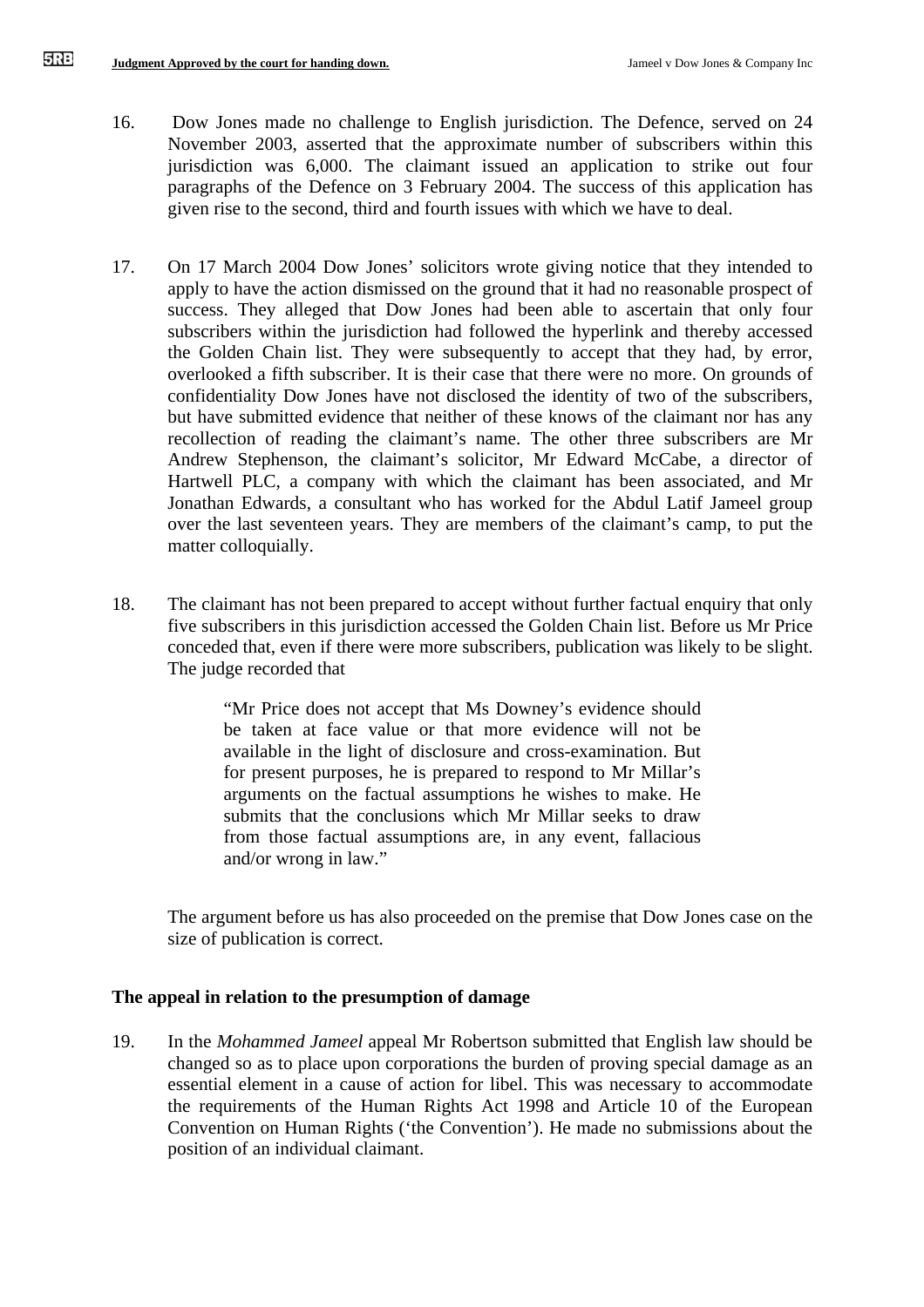16. Dow Jones made no challenge to English jurisdiction. The Defence, served on 24 November 2003, asserted that the approximate number of subscribers within this jurisdiction was 6,000. The claimant issued an application to strike out four paragraphs of the Defence on 3 February 2004. The success of this application has given rise to the second, third and fourth issues with which we have to deal.

17. On 17 March 2004 Dow Jones' solicitors wrote giving notice that they intended to apply to have the action dismissed on the ground that it had no reasonable prospect of success. They alleged that Dow Jones had been able to ascertain that only four subscribers within the jurisdiction had followed the hyperlink and thereby accessed the Golden Chain list. They were subsequently to accept that they had, by error, overlooked a fifth subscriber. It is their case that there were no more. On grounds of confidentiality Dow Jones have not disclosed the identity of two of the subscribers, but have submitted evidence that neither of these knows of the claimant nor has any recollection of reading the claimant's name. The other three subscribers are Mr Andrew Stephenson, the claimant's solicitor, Mr Edward McCabe, a director of Hartwell PLC, a company with which the claimant has been associated, and Mr Jonathan Edwards, a consultant who has worked for the Abdul Latif Jameel group over the last seventeen years. They are members of the claimant's camp, to put the matter colloquially.

18. The claimant has not been prepared to accept without further factual enquiry that only five subscribers in this jurisdiction accessed the Golden Chain list. Before us Mr Price conceded that, even if there were more subscribers, publication was likely to be slight. The judge recorded that

> "Mr Price does not accept that Ms Downey's evidence should be taken at face value or that more evidence will not be available in the light of disclosure and cross-examination. But for present purposes, he is prepared to respond to Mr Millar's arguments on the factual assumptions he wishes to make. He submits that the conclusions which Mr Millar seeks to draw from those factual assumptions are, in any event, fallacious and/or wrong in law."

The argument before us has also proceeded on the premise that Dow Jones case on the size of publication is correct.

**The appeal in relation to the presumption of damage**

19. In the *Mohammed Jameel* appeal Mr Robertson submitted that English law should be changed so as to place upon corporations the burden of proving special damage as an essential element in a cause of action for libel. This was necessary to accommodate the requirements of the Human Rights Act 1998 and Article 10 of the European Convention on Human Rights ('the Convention'). He made no submissions about the position of an individual claimant.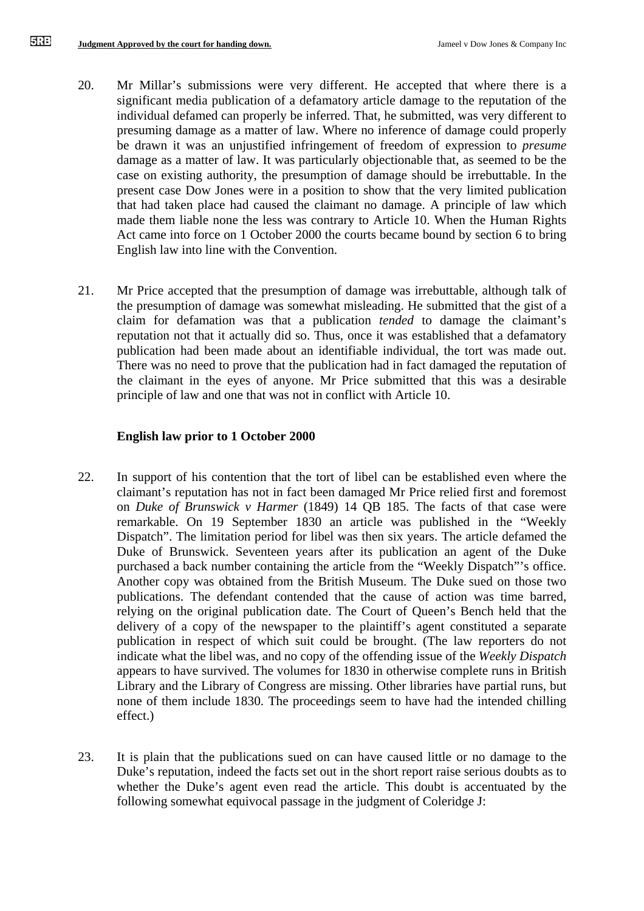20. Mr Millar's submissions were very different. He accepted that where there is a significant media publication of a defamatory article damage to the reputation of the individual defamed can properly be inferred. That, he submitted, was very different to presuming damage as a matter of law. Where no inference of damage could properly be drawn it was an unjustified infringement of freedom of expression to *presume* damage as a matter of law. It was particularly objectionable that, as seemed to be the case on existing authority, the presumption of damage should be irrebuttable. In the present case Dow Jones were in a position to show that the very limited publication that had taken place had caused the claimant no damage. A principle of law which made them liable none the less was contrary to Article 10. When the Human Rights Act came into force on 1 October 2000 the courts became bound by section 6 to bring English law into line with the Convention.

21. Mr Price accepted that the presumption of damage was irrebuttable, although talk of the presumption of damage was somewhat misleading. He submitted that the gist of a claim for defamation was that a publication *tended* to damage the claimant's reputation not that it actually did so. Thus, once it was established that a defamatory publication had been made about an identifiable individual, the tort was made out. There was no need to prove that the publication had in fact damaged the reputation of the claimant in the eyes of anyone. Mr Price submitted that this was a desirable principle of law and one that was not in conflict with Article 10.

**English law prior to 1 October 2000**

22. In support of his contention that the tort of libel can be established even where the claimant's reputation has not in fact been damaged Mr Price relied first and foremost on *Duke of Brunswick v Harmer* (1849) 14 QB 185. The facts of that case were remarkable. On 19 September 1830 an article was published in the "Weekly Dispatch". The limitation period for libel was then six years. The article defamed the Duke of Brunswick. Seventeen years after its publication an agent of the Duke purchased a back number containing the article from the "Weekly Dispatch"'s office. Another copy was obtained from the British Museum. The Duke sued on those two publications. The defendant contended that the cause of action was time barred, relying on the original publication date. The Court of Queen's Bench held that the delivery of a copy of the newspaper to the plaintiff's agent constituted a separate publication in respect of which suit could be brought. (The law reporters do not indicate what the libel was, and no copy of the offending issue of the *Weekly Dispatch* appears to have survived. The volumes for 1830 in otherwise complete runs in British Library and the Library of Congress are missing. Other libraries have partial runs, but none of them include 1830. The proceedings seem to have had the intended chilling effect.)

23. It is plain that the publications sued on can have caused little or no damage to the Duke's reputation, indeed the facts set out in the short report raise serious doubts as to whether the Duke's agent even read the article. This doubt is accentuated by the following somewhat equivocal passage in the judgment of Coleridge J: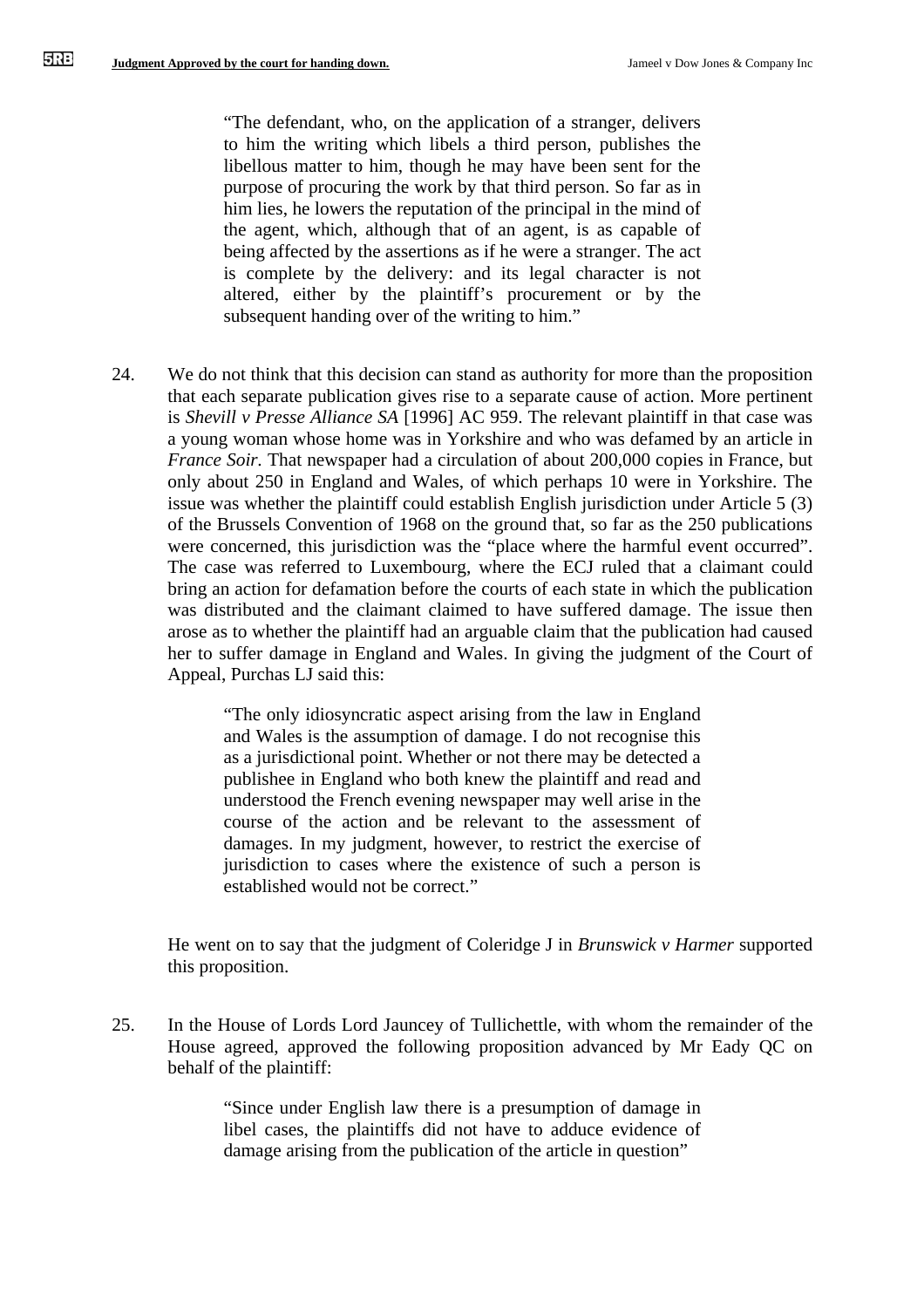> "The defendant, who, on the application of a stranger, delivers to him the writing which libels a third person, publishes the libellous matter to him, though he may have been sent for the purpose of procuring the work by that third person. So far as in him lies, he lowers the reputation of the principal in the mind of the agent, which, although that of an agent, is as capable of being affected by the assertions as if he were a stranger. The act is complete by the delivery: and its legal character is not altered, either by the plaintiff's procurement or by the subsequent handing over of the writing to him."

24. We do not think that this decision can stand as authority for more than the proposition that each separate publication gives rise to a separate cause of action. More pertinent is *Shevill v Presse Alliance SA* [1996] AC 959. The relevant plaintiff in that case was a young woman whose home was in Yorkshire and who was defamed by an article in *France Soir.* That newspaper had a circulation of about 200,000 copies in France, but only about 250 in England and Wales, of which perhaps 10 were in Yorkshire. The issue was whether the plaintiff could establish English jurisdiction under Article 5 (3) of the Brussels Convention of 1968 on the ground that, so far as the 250 publications were concerned, this jurisdiction was the "place where the harmful event occurred". The case was referred to Luxembourg, where the ECJ ruled that a claimant could bring an action for defamation before the courts of each state in which the publication was distributed and the claimant claimed to have suffered damage. The issue then arose as to whether the plaintiff had an arguable claim that the publication had caused her to suffer damage in England and Wales. In giving the judgment of the Court of Appeal, Purchas LJ said this:

> "The only idiosyncratic aspect arising from the law in England and Wales is the assumption of damage. I do not recognise this as a jurisdictional point. Whether or not there may be detected a publishee in England who both knew the plaintiff and read and understood the French evening newspaper may well arise in the course of the action and be relevant to the assessment of damages. In my judgment, however, to restrict the exercise of jurisdiction to cases where the existence of such a person is established would not be correct."

He went on to say that the judgment of Coleridge J in *Brunswick v Harmer* supported this proposition.

25. In the House of Lords Lord Jauncey of Tullichettle, with whom the remainder of the House agreed, approved the following proposition advanced by Mr Eady QC on behalf of the plaintiff:

> "Since under English law there is a presumption of damage in libel cases, the plaintiffs did not have to adduce evidence of damage arising from the publication of the article in question"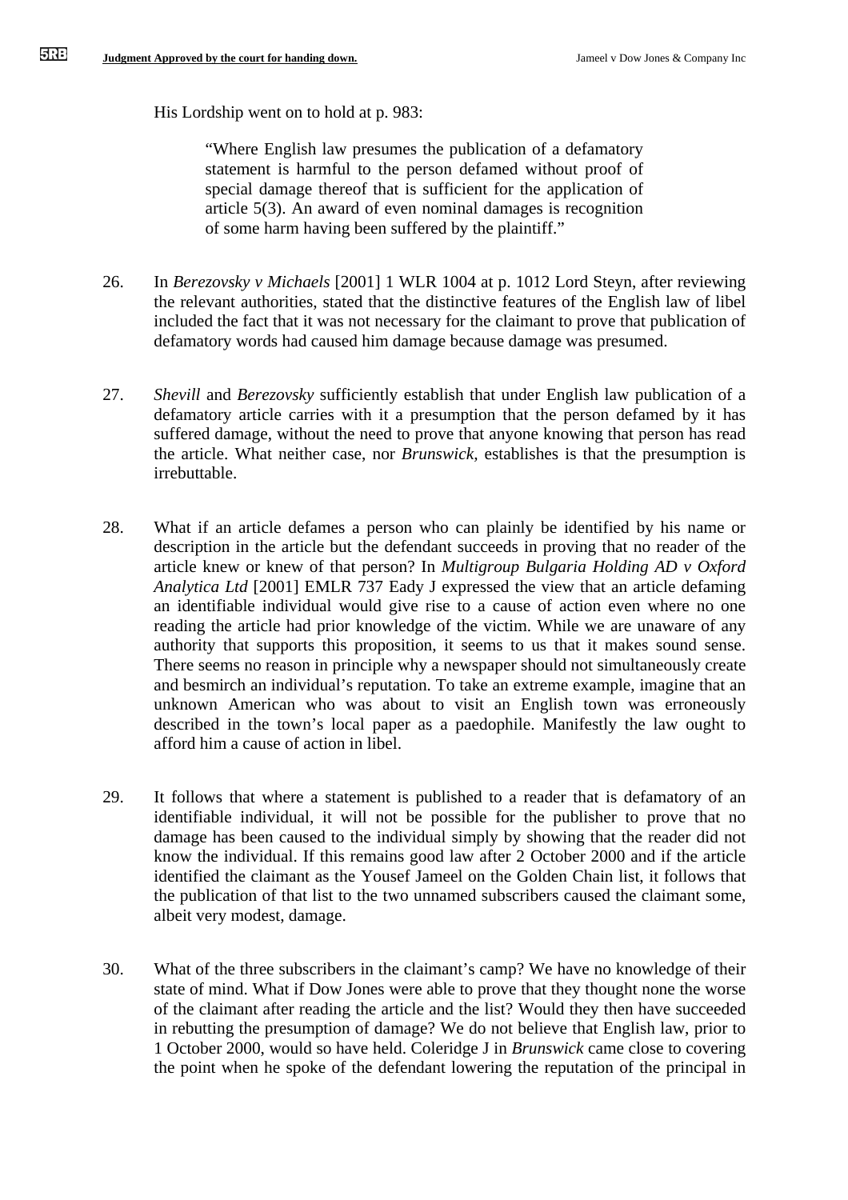His Lordship went on to hold at p. 983:

> "Where English law presumes the publication of a defamatory statement is harmful to the person defamed without proof of special damage thereof that is sufficient for the application of article 5(3). An award of even nominal damages is recognition of some harm having been suffered by the plaintiff."

26. In *Berezovsky v Michaels* [2001] 1 WLR 1004 at p. 1012 Lord Steyn, after reviewing the relevant authorities, stated that the distinctive features of the English law of libel included the fact that it was not necessary for the claimant to prove that publication of defamatory words had caused him damage because damage was presumed.

27. *Shevill* and *Berezovsky* sufficiently establish that under English law publication of a defamatory article carries with it a presumption that the person defamed by it has suffered damage, without the need to prove that anyone knowing that person has read the article. What neither case, nor *Brunswick*, establishes is that the presumption is irrebuttable.

28. What if an article defames a person who can plainly be identified by his name or description in the article but the defendant succeeds in proving that no reader of the article knew or knew of that person? In *Multigroup Bulgaria Holding AD v Oxford Analytica Ltd* [2001] EMLR 737 Eady J expressed the view that an article defaming an identifiable individual would give rise to a cause of action even where no one reading the article had prior knowledge of the victim. While we are unaware of any authority that supports this proposition, it seems to us that it makes sound sense. There seems no reason in principle why a newspaper should not simultaneously create and besmirch an individual's reputation. To take an extreme example, imagine that an unknown American who was about to visit an English town was erroneously described in the town's local paper as a paedophile. Manifestly the law ought to afford him a cause of action in libel.

29. It follows that where a statement is published to a reader that is defamatory of an identifiable individual, it will not be possible for the publisher to prove that no damage has been caused to the individual simply by showing that the reader did not know the individual. If this remains good law after 2 October 2000 and if the article identified the claimant as the Yousef Jameel on the Golden Chain list, it follows that the publication of that list to the two unnamed subscribers caused the claimant some, albeit very modest, damage.

30. What of the three subscribers in the claimant's camp? We have no knowledge of their state of mind. What if Dow Jones were able to prove that they thought none the worse of the claimant after reading the article and the list? Would they then have succeeded in rebutting the presumption of damage? We do not believe that English law, prior to 1 October 2000, would so have held. Coleridge J in *Brunswick* came close to covering the point when he spoke of the defendant lowering the reputation of the principal in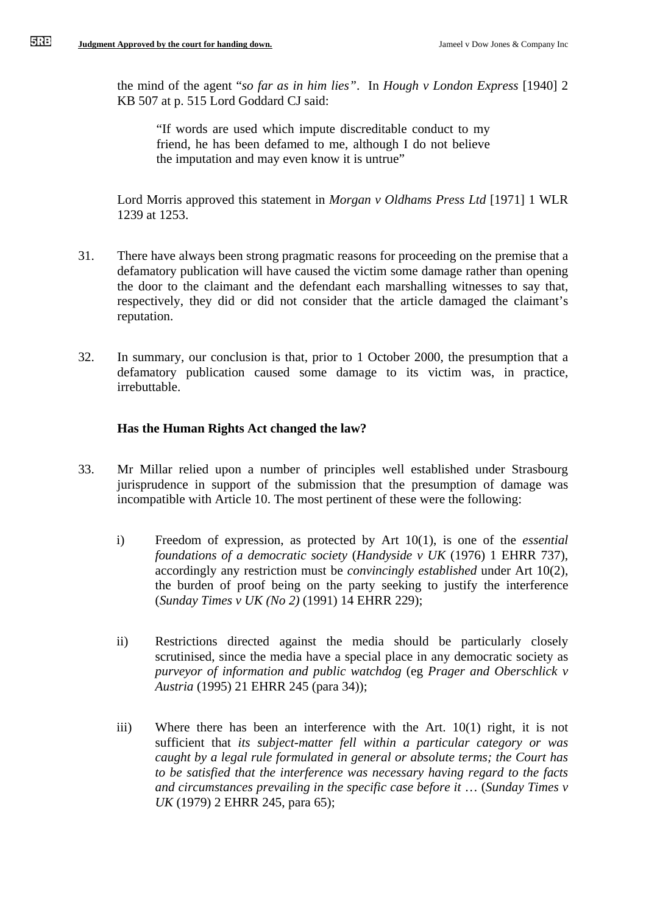the mind of the agent "*so far as in him lies*". In *Hough v London Express* [1940] 2 KB 507 at p. 515 Lord Goddard CJ said:

> "If words are used which impute discreditable conduct to my friend, he has been defamed to me, although I do not believe the imputation and may even know it is untrue"

Lord Morris approved this statement in *Morgan v Oldhams Press Ltd* [1971] 1 WLR 1239 at 1253.

31. There have always been strong pragmatic reasons for proceeding on the premise that a defamatory publication will have caused the victim some damage rather than opening the door to the claimant and the defendant each marshalling witnesses to say that, respectively, they did or did not consider that the article damaged the claimant's reputation.

32. In summary, our conclusion is that, prior to 1 October 2000, the presumption that a defamatory publication caused some damage to its victim was, in practice, irrebuttable.

**Has the Human Rights Act changed the law?**

33. Mr Millar relied upon a number of principles well established under Strasbourg jurisprudence in support of the submission that the presumption of damage was incompatible with Article 10. The most pertinent of these were the following:

    i) Freedom of expression, as protected by Art 10(1), is one of the *essential foundations of a democratic society* (*Handyside v UK* (1976) 1 EHRR 737), accordingly any restriction must be *convincingly established* under Art 10(2), the burden of proof being on the party seeking to justify the interference (*Sunday Times v UK (No 2)* (1991) 14 EHRR 229);

    ii) Restrictions directed against the media should be particularly closely scrutinised, since the media have a special place in any democratic society as *purveyor of information and public watchdog* (eg *Prager and Oberschlick v Austria* (1995) 21 EHRR 245 (para 34));

    iii) Where there has been an interference with the Art. 10(1) right, it is not sufficient that *its subject-matter fell within a particular category or was caught by a legal rule formulated in general or absolute terms; the Court has to be satisfied that the interference was necessary having regard to the facts and circumstances prevailing in the specific case before it* … (*Sunday Times v UK* (1979) 2 EHRR 245, para 65);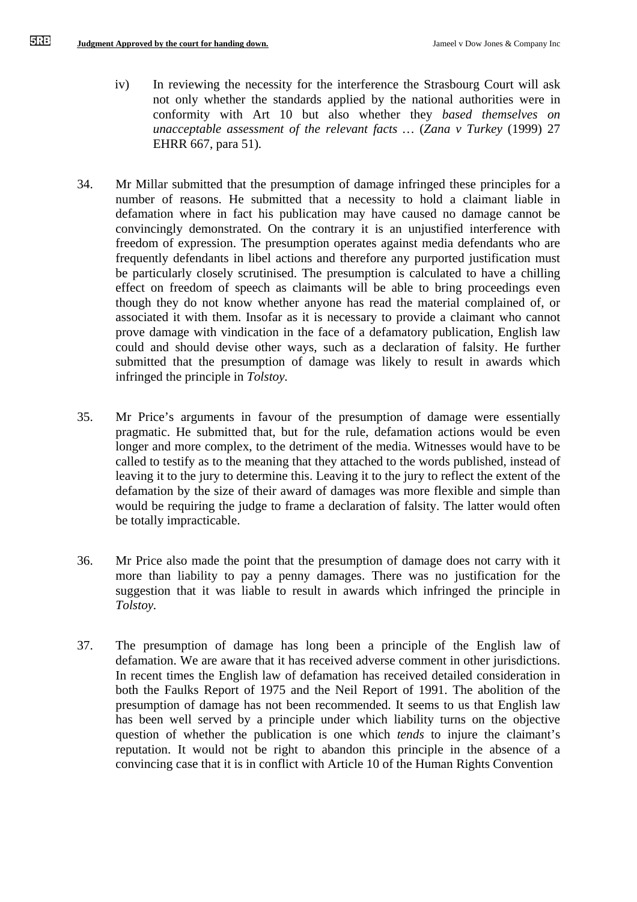iv) In reviewing the necessity for the interference the Strasbourg Court will ask not only whether the standards applied by the national authorities were in conformity with Art 10 but also whether they *based themselves on unacceptable assessment of the relevant facts* … (*Zana v Turkey* (1999) 27 EHRR 667, para 51).

34. Mr Millar submitted that the presumption of damage infringed these principles for a number of reasons. He submitted that a necessity to hold a claimant liable in defamation where in fact his publication may have caused no damage cannot be convincingly demonstrated. On the contrary it is an unjustified interference with freedom of expression. The presumption operates against media defendants who are frequently defendants in libel actions and therefore any purported justification must be particularly closely scrutinised. The presumption is calculated to have a chilling effect on freedom of speech as claimants will be able to bring proceedings even though they do not know whether anyone has read the material complained of, or associated it with them. Insofar as it is necessary to provide a claimant who cannot prove damage with vindication in the face of a defamatory publication, English law could and should devise other ways, such as a declaration of falsity. He further submitted that the presumption of damage was likely to result in awards which infringed the principle in *Tolstoy.*

35. Mr Price's arguments in favour of the presumption of damage were essentially pragmatic. He submitted that, but for the rule, defamation actions would be even longer and more complex, to the detriment of the media. Witnesses would have to be called to testify as to the meaning that they attached to the words published, instead of leaving it to the jury to determine this. Leaving it to the jury to reflect the extent of the defamation by the size of their award of damages was more flexible and simple than would be requiring the judge to frame a declaration of falsity. The latter would often be totally impracticable.

36. Mr Price also made the point that the presumption of damage does not carry with it more than liability to pay a penny damages. There was no justification for the suggestion that it was liable to result in awards which infringed the principle in *Tolstoy*.

37. The presumption of damage has long been a principle of the English law of defamation. We are aware that it has received adverse comment in other jurisdictions. In recent times the English law of defamation has received detailed consideration in both the Faulks Report of 1975 and the Neil Report of 1991. The abolition of the presumption of damage has not been recommended. It seems to us that English law has been well served by a principle under which liability turns on the objective question of whether the publication is one which *tends* to injure the claimant's reputation. It would not be right to abandon this principle in the absence of a convincing case that it is in conflict with Article 10 of the Human Rights Convention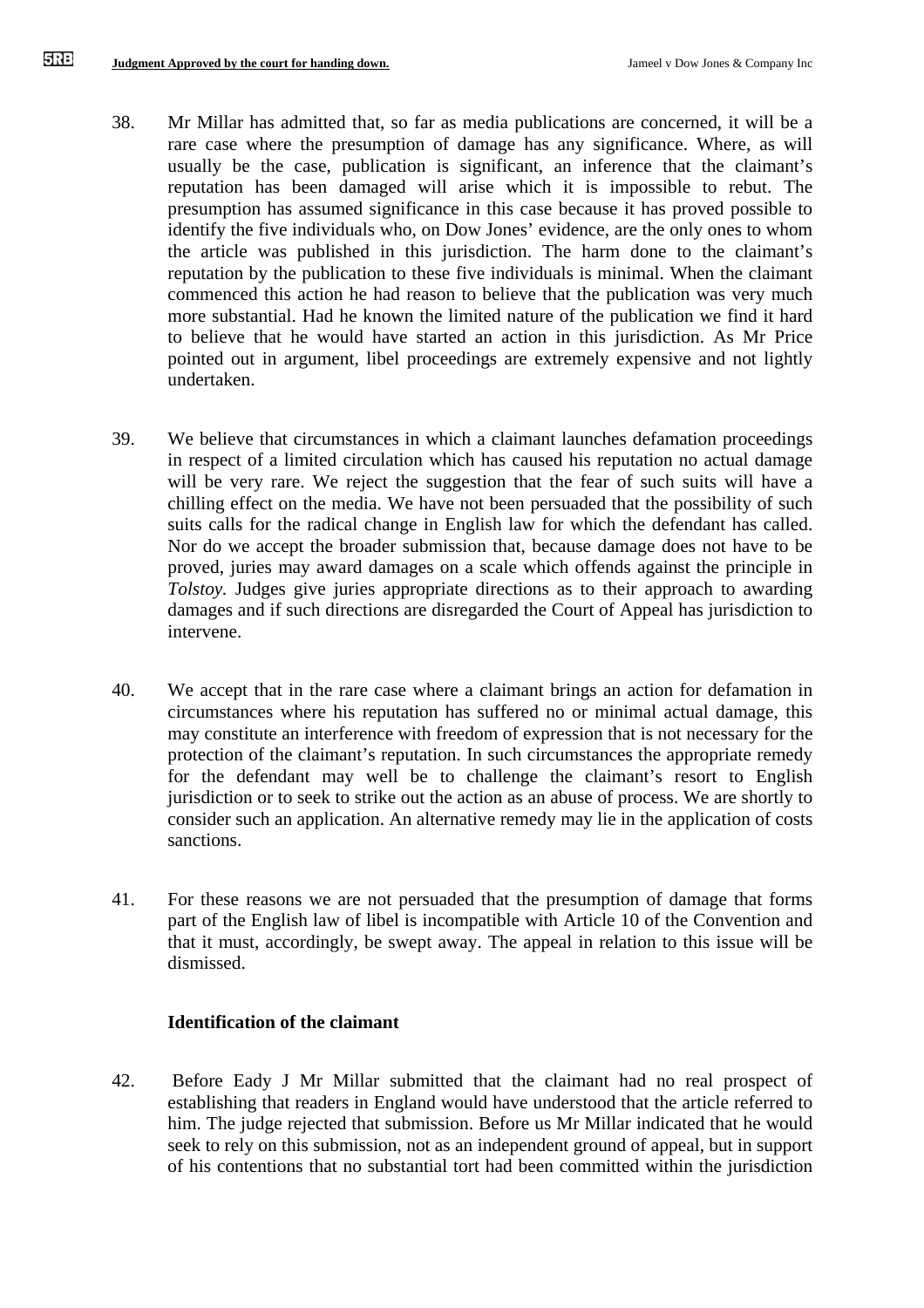38. Mr Millar has admitted that, so far as media publications are concerned, it will be a rare case where the presumption of damage has any significance. Where, as will usually be the case, publication is significant, an inference that the claimant's reputation has been damaged will arise which it is impossible to rebut. The presumption has assumed significance in this case because it has proved possible to identify the five individuals who, on Dow Jones' evidence, are the only ones to whom the article was published in this jurisdiction. The harm done to the claimant's reputation by the publication to these five individuals is minimal. When the claimant commenced this action he had reason to believe that the publication was very much more substantial. Had he known the limited nature of the publication we find it hard to believe that he would have started an action in this jurisdiction. As Mr Price pointed out in argument, libel proceedings are extremely expensive and not lightly undertaken.

39. We believe that circumstances in which a claimant launches defamation proceedings in respect of a limited circulation which has caused his reputation no actual damage will be very rare. We reject the suggestion that the fear of such suits will have a chilling effect on the media. We have not been persuaded that the possibility of such suits calls for the radical change in English law for which the defendant has called. Nor do we accept the broader submission that, because damage does not have to be proved, juries may award damages on a scale which offends against the principle in *Tolstoy*. Judges give juries appropriate directions as to their approach to awarding damages and if such directions are disregarded the Court of Appeal has jurisdiction to intervene.

40. We accept that in the rare case where a claimant brings an action for defamation in circumstances where his reputation has suffered no or minimal actual damage, this may constitute an interference with freedom of expression that is not necessary for the protection of the claimant's reputation. In such circumstances the appropriate remedy for the defendant may well be to challenge the claimant's resort to English jurisdiction or to seek to strike out the action as an abuse of process. We are shortly to consider such an application. An alternative remedy may lie in the application of costs sanctions.

41. For these reasons we are not persuaded that the presumption of damage that forms part of the English law of libel is incompatible with Article 10 of the Convention and that it must, accordingly, be swept away. The appeal in relation to this issue will be dismissed.

**Identification of the claimant**

42. Before Eady J Mr Millar submitted that the claimant had no real prospect of establishing that readers in England would have understood that the article referred to him. The judge rejected that submission. Before us Mr Millar indicated that he would seek to rely on this submission, not as an independent ground of appeal, but in support of his contentions that no substantial tort had been committed within the jurisdiction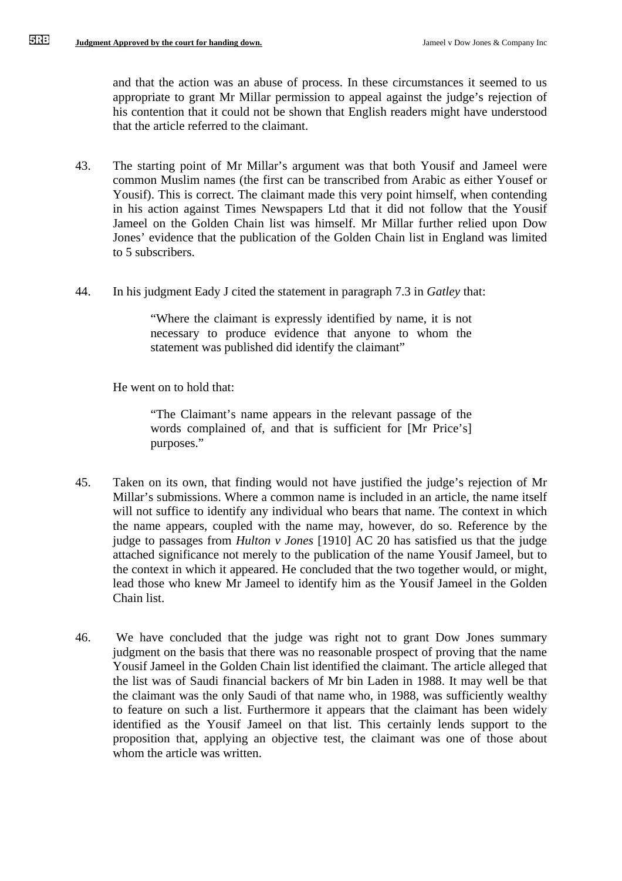and that the action was an abuse of process. In these circumstances it seemed to us appropriate to grant Mr Millar permission to appeal against the judge's rejection of his contention that it could not be shown that English readers might have understood that the article referred to the claimant.

43. The starting point of Mr Millar's argument was that both Yousif and Jameel were common Muslim names (the first can be transcribed from Arabic as either Yousef or Yousif). This is correct. The claimant made this very point himself, when contending in his action against Times Newspapers Ltd that it did not follow that the Yousif Jameel on the Golden Chain list was himself. Mr Millar further relied upon Dow Jones' evidence that the publication of the Golden Chain list in England was limited to 5 subscribers.

44. In his judgment Eady J cited the statement in paragraph 7.3 in *Gatley* that:

> "Where the claimant is expressly identified by name, it is not necessary to produce evidence that anyone to whom the statement was published did identify the claimant"

He went on to hold that:

> "The Claimant's name appears in the relevant passage of the words complained of, and that is sufficient for [Mr Price's] purposes."

45. Taken on its own, that finding would not have justified the judge's rejection of Mr Millar's submissions. Where a common name is included in an article, the name itself will not suffice to identify any individual who bears that name. The context in which the name appears, coupled with the name may, however, do so. Reference by the judge to passages from *Hulton v Jones* [1910] AC 20 has satisfied us that the judge attached significance not merely to the publication of the name Yousif Jameel, but to the context in which it appeared. He concluded that the two together would, or might, lead those who knew Mr Jameel to identify him as the Yousif Jameel in the Golden Chain list.

46. We have concluded that the judge was right not to grant Dow Jones summary judgment on the basis that there was no reasonable prospect of proving that the name Yousif Jameel in the Golden Chain list identified the claimant. The article alleged that the list was of Saudi financial backers of Mr bin Laden in 1988. It may well be that the claimant was the only Saudi of that name who, in 1988, was sufficiently wealthy to feature on such a list. Furthermore it appears that the claimant has been widely identified as the Yousif Jameel on that list. This certainly lends support to the proposition that, applying an objective test, the claimant was one of those about whom the article was written.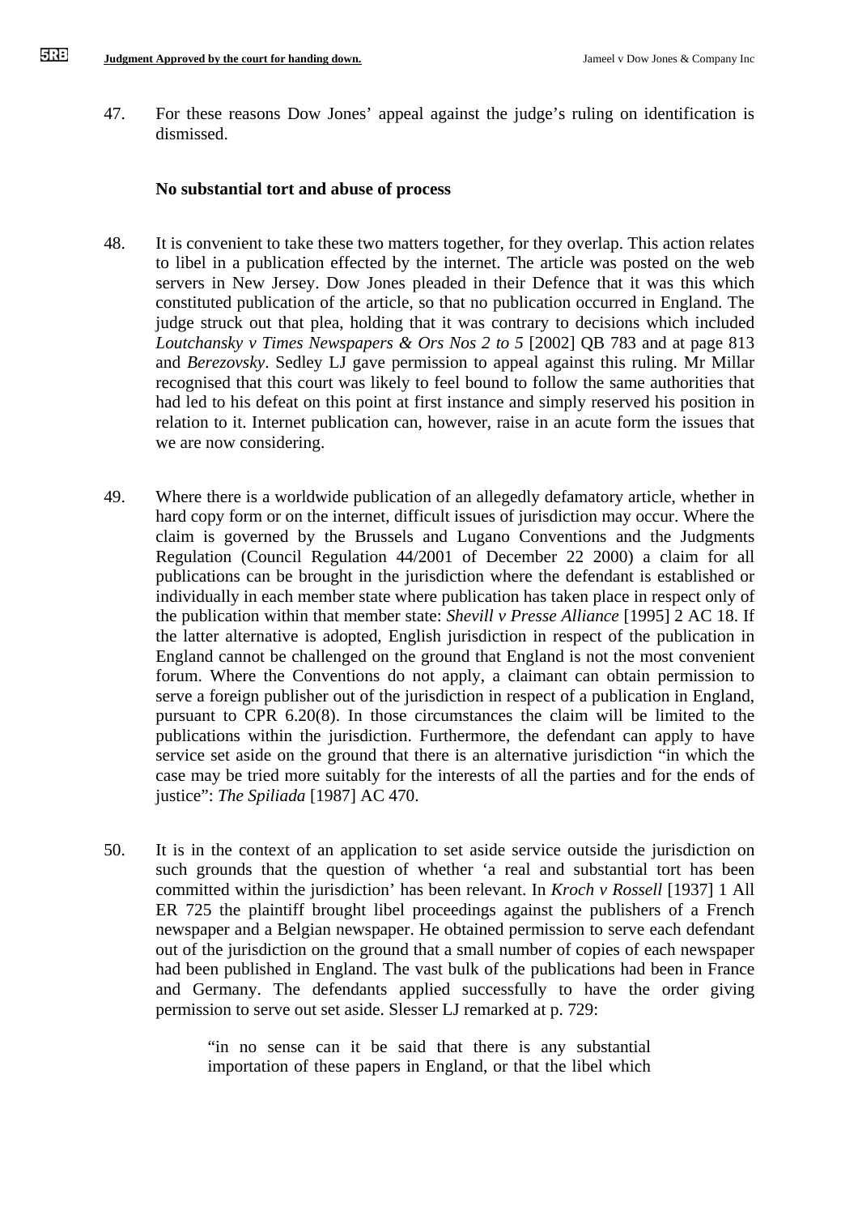47. For these reasons Dow Jones' appeal against the judge's ruling on identification is dismissed.

**No substantial tort and abuse of process**

48. It is convenient to take these two matters together, for they overlap. This action relates to libel in a publication effected by the internet. The article was posted on the web servers in New Jersey. Dow Jones pleaded in their Defence that it was this which constituted publication of the article, so that no publication occurred in England. The judge struck out that plea, holding that it was contrary to decisions which included *Loutchansky v Times Newspapers & Ors Nos 2 to 5* [2002] QB 783 and at page 813 and *Berezovsky*. Sedley LJ gave permission to appeal against this ruling. Mr Millar recognised that this court was likely to feel bound to follow the same authorities that had led to his defeat on this point at first instance and simply reserved his position in relation to it. Internet publication can, however, raise in an acute form the issues that we are now considering.

49. Where there is a worldwide publication of an allegedly defamatory article, whether in hard copy form or on the internet, difficult issues of jurisdiction may occur. Where the claim is governed by the Brussels and Lugano Conventions and the Judgments Regulation (Council Regulation 44/2001 of December 22 2000) a claim for all publications can be brought in the jurisdiction where the defendant is established or individually in each member state where publication has taken place in respect only of the publication within that member state: *Shevill v Presse Alliance* [1995] 2 AC 18. If the latter alternative is adopted, English jurisdiction in respect of the publication in England cannot be challenged on the ground that England is not the most convenient forum. Where the Conventions do not apply, a claimant can obtain permission to serve a foreign publisher out of the jurisdiction in respect of a publication in England, pursuant to CPR 6.20(8). In those circumstances the claim will be limited to the publications within the jurisdiction. Furthermore, the defendant can apply to have service set aside on the ground that there is an alternative jurisdiction "in which the case may be tried more suitably for the interests of all the parties and for the ends of justice": *The Spiliada* [1987] AC 470.

50. It is in the context of an application to set aside service outside the jurisdiction on such grounds that the question of whether 'a real and substantial tort has been committed within the jurisdiction' has been relevant. In *Kroch v Rossell* [1937] 1 All ER 725 the plaintiff brought libel proceedings against the publishers of a French newspaper and a Belgian newspaper. He obtained permission to serve each defendant out of the jurisdiction on the ground that a small number of copies of each newspaper had been published in England. The vast bulk of the publications had been in France and Germany. The defendants applied successfully to have the order giving permission to serve out set aside. Slesser LJ remarked at p. 729:

> "in no sense can it be said that there is any substantial importation of these papers in England, or that the libel which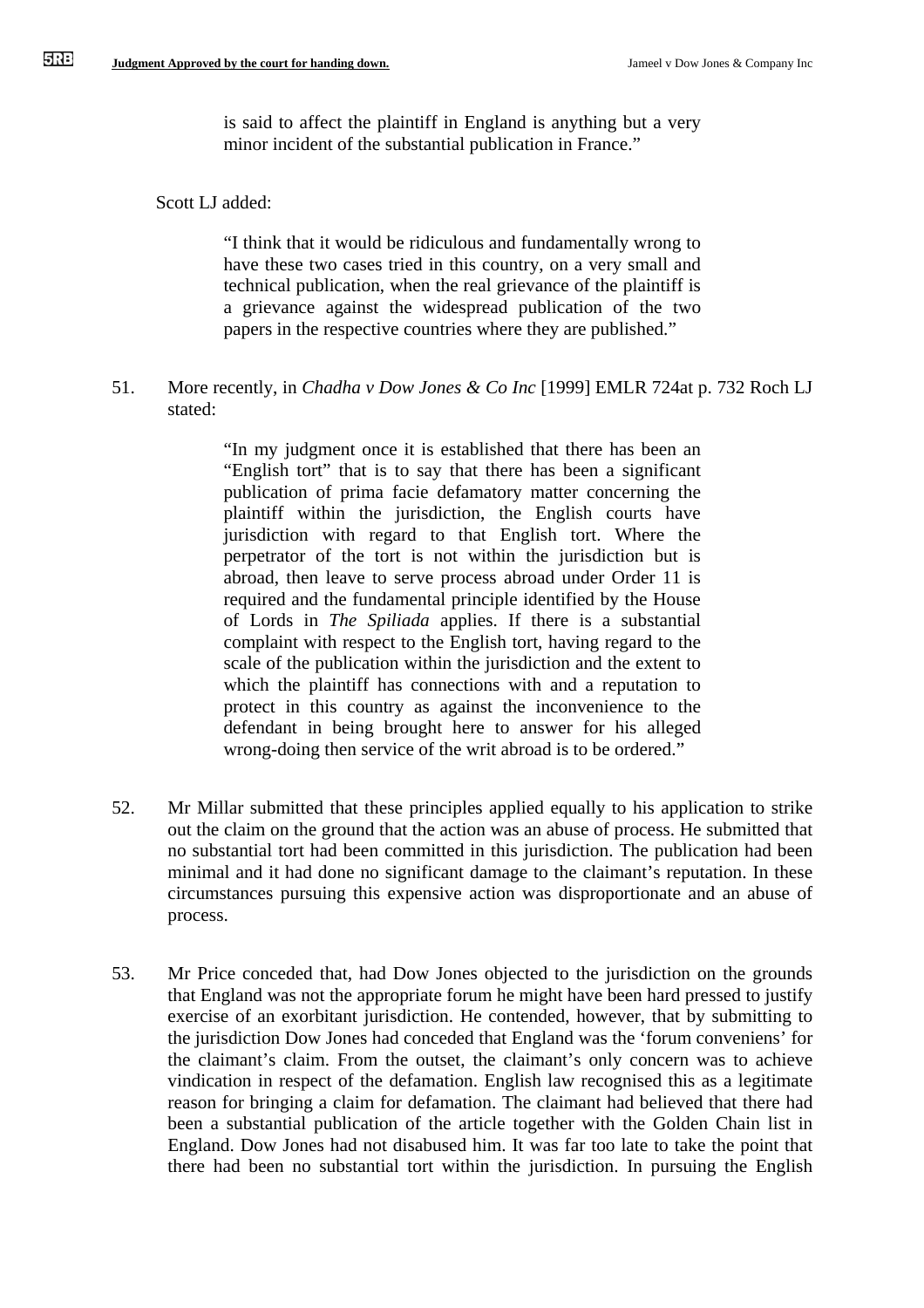> is said to affect the plaintiff in England is anything but a very minor incident of the substantial publication in France."

Scott LJ added:

> "I think that it would be ridiculous and fundamentally wrong to have these two cases tried in this country, on a very small and technical publication, when the real grievance of the plaintiff is a grievance against the widespread publication of the two papers in the respective countries where they are published."

51. More recently, in *Chadha v Dow Jones & Co Inc* [1999] EMLR 724at p. 732 Roch LJ stated:

> "In my judgment once it is established that there has been an "English tort" that is to say that there has been a significant publication of prima facie defamatory matter concerning the plaintiff within the jurisdiction, the English courts have jurisdiction with regard to that English tort. Where the perpetrator of the tort is not within the jurisdiction but is abroad, then leave to serve process abroad under Order 11 is required and the fundamental principle identified by the House of Lords in *The Spiliada* applies. If there is a substantial complaint with respect to the English tort, having regard to the scale of the publication within the jurisdiction and the extent to which the plaintiff has connections with and a reputation to protect in this country as against the inconvenience to the defendant in being brought here to answer for his alleged wrong-doing then service of the writ abroad is to be ordered."

52. Mr Millar submitted that these principles applied equally to his application to strike out the claim on the ground that the action was an abuse of process. He submitted that no substantial tort had been committed in this jurisdiction. The publication had been minimal and it had done no significant damage to the claimant's reputation. In these circumstances pursuing this expensive action was disproportionate and an abuse of process.

53. Mr Price conceded that, had Dow Jones objected to the jurisdiction on the grounds that England was not the appropriate forum he might have been hard pressed to justify exercise of an exorbitant jurisdiction. He contended, however, that by submitting to the jurisdiction Dow Jones had conceded that England was the 'forum conveniens' for the claimant's claim. From the outset, the claimant's only concern was to achieve vindication in respect of the defamation. English law recognised this as a legitimate reason for bringing a claim for defamation. The claimant had believed that there had been a substantial publication of the article together with the Golden Chain list in England. Dow Jones had not disabused him. It was far too late to take the point that there had been no substantial tort within the jurisdiction. In pursuing the English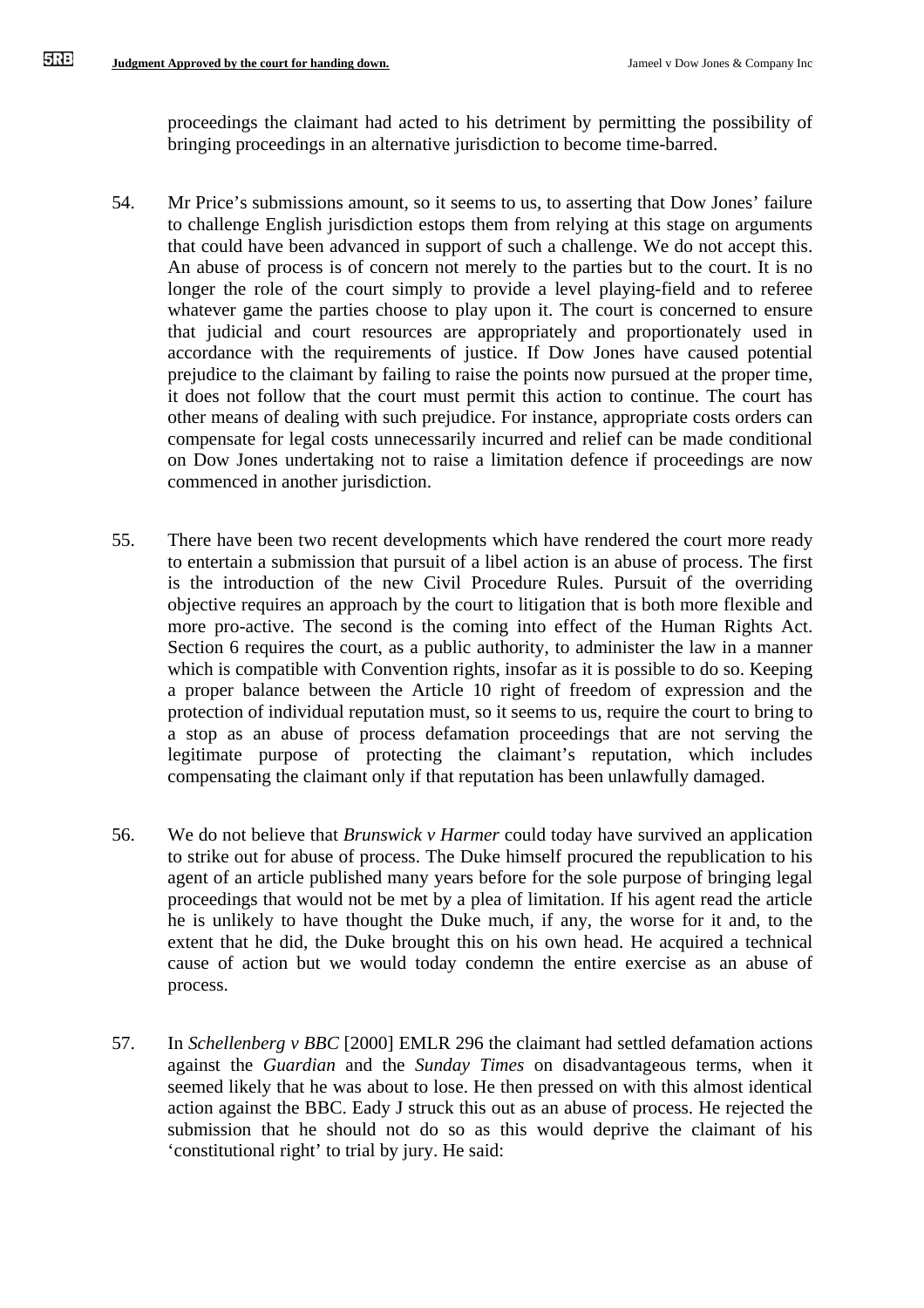proceedings the claimant had acted to his detriment by permitting the possibility of bringing proceedings in an alternative jurisdiction to become time-barred.

54. Mr Price's submissions amount, so it seems to us, to asserting that Dow Jones' failure to challenge English jurisdiction estops them from relying at this stage on arguments that could have been advanced in support of such a challenge. We do not accept this. An abuse of process is of concern not merely to the parties but to the court. It is no longer the role of the court simply to provide a level playing-field and to referee whatever game the parties choose to play upon it. The court is concerned to ensure that judicial and court resources are appropriately and proportionately used in accordance with the requirements of justice. If Dow Jones have caused potential prejudice to the claimant by failing to raise the points now pursued at the proper time, it does not follow that the court must permit this action to continue. The court has other means of dealing with such prejudice. For instance, appropriate costs orders can compensate for legal costs unnecessarily incurred and relief can be made conditional on Dow Jones undertaking not to raise a limitation defence if proceedings are now commenced in another jurisdiction.

55. There have been two recent developments which have rendered the court more ready to entertain a submission that pursuit of a libel action is an abuse of process. The first is the introduction of the new Civil Procedure Rules. Pursuit of the overriding objective requires an approach by the court to litigation that is both more flexible and more pro-active. The second is the coming into effect of the Human Rights Act. Section 6 requires the court, as a public authority, to administer the law in a manner which is compatible with Convention rights, insofar as it is possible to do so. Keeping a proper balance between the Article 10 right of freedom of expression and the protection of individual reputation must, so it seems to us, require the court to bring to a stop as an abuse of process defamation proceedings that are not serving the legitimate purpose of protecting the claimant's reputation, which includes compensating the claimant only if that reputation has been unlawfully damaged.

56. We do not believe that *Brunswick v Harmer* could today have survived an application to strike out for abuse of process. The Duke himself procured the republication to his agent of an article published many years before for the sole purpose of bringing legal proceedings that would not be met by a plea of limitation. If his agent read the article he is unlikely to have thought the Duke much, if any, the worse for it and, to the extent that he did, the Duke brought this on his own head. He acquired a technical cause of action but we would today condemn the entire exercise as an abuse of process.

57. In *Schellenberg v BBC* [2000] EMLR 296 the claimant had settled defamation actions against the *Guardian* and the *Sunday Times* on disadvantageous terms, when it seemed likely that he was about to lose. He then pressed on with this almost identical action against the BBC. Eady J struck this out as an abuse of process. He rejected the submission that he should not do so as this would deprive the claimant of his 'constitutional right' to trial by jury. He said: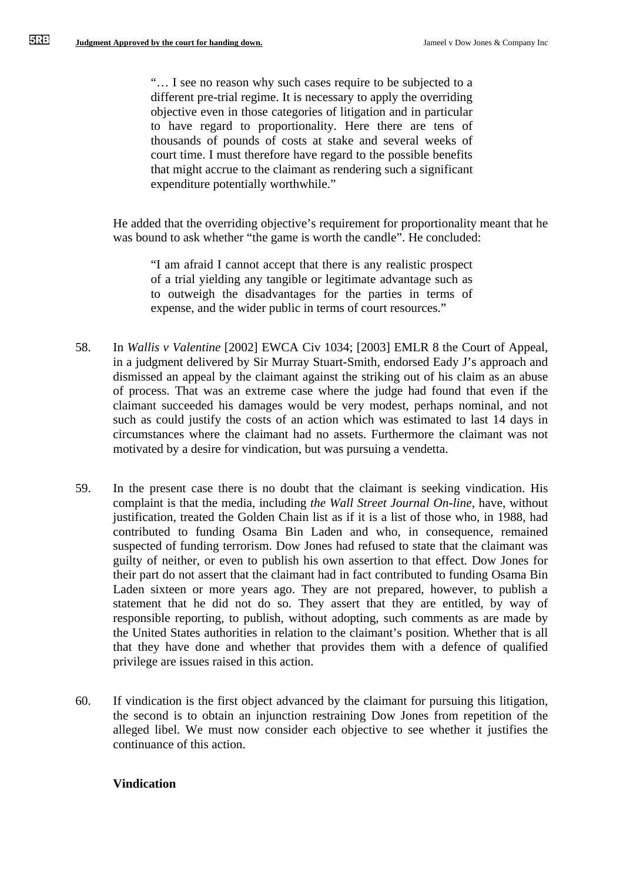> "… I see no reason why such cases require to be subjected to a different pre-trial regime. It is necessary to apply the overriding objective even in those categories of litigation and in particular to have regard to proportionality. Here there are tens of thousands of pounds of costs at stake and several weeks of court time. I must therefore have regard to the possible benefits that might accrue to the claimant as rendering such a significant expenditure potentially worthwhile."

He added that the overriding objective's requirement for proportionality meant that he was bound to ask whether "the game is worth the candle". He concluded:

> "I am afraid I cannot accept that there is any realistic prospect of a trial yielding any tangible or legitimate advantage such as to outweigh the disadvantages for the parties in terms of expense, and the wider public in terms of court resources."

58. In *Wallis v Valentine* [2002] EWCA Civ 1034; [2003] EMLR 8 the Court of Appeal, in a judgment delivered by Sir Murray Stuart-Smith, endorsed Eady J's approach and dismissed an appeal by the claimant against the striking out of his claim as an abuse of process. That was an extreme case where the judge had found that even if the claimant succeeded his damages would be very modest, perhaps nominal, and not such as could justify the costs of an action which was estimated to last 14 days in circumstances where the claimant had no assets. Furthermore the claimant was not motivated by a desire for vindication, but was pursuing a vendetta.

59. In the present case there is no doubt that the claimant is seeking vindication. His complaint is that the media, including *the Wall Street Journal On-line,* have, without justification, treated the Golden Chain list as if it is a list of those who, in 1988, had contributed to funding Osama Bin Laden and who, in consequence, remained suspected of funding terrorism. Dow Jones had refused to state that the claimant was guilty of neither, or even to publish his own assertion to that effect. Dow Jones for their part do not assert that the claimant had in fact contributed to funding Osama Bin Laden sixteen or more years ago. They are not prepared, however, to publish a statement that he did not do so. They assert that they are entitled, by way of responsible reporting, to publish, without adopting, such comments as are made by the United States authorities in relation to the claimant's position. Whether that is all that they have done and whether that provides them with a defence of qualified privilege are issues raised in this action.

60. If vindication is the first object advanced by the claimant for pursuing this litigation, the second is to obtain an injunction restraining Dow Jones from repetition of the alleged libel. We must now consider each objective to see whether it justifies the continuance of this action.

**Vindication**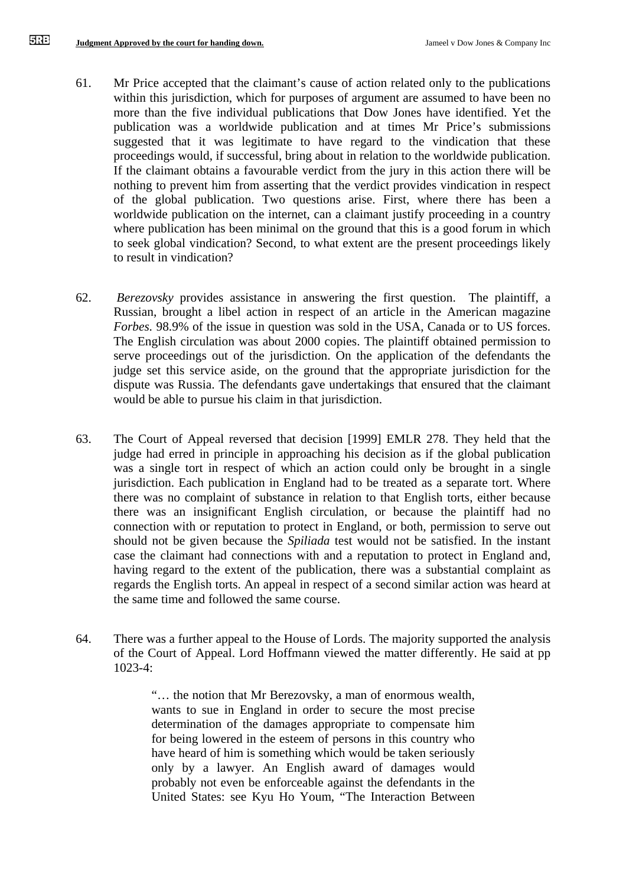61. Mr Price accepted that the claimant's cause of action related only to the publications within this jurisdiction, which for purposes of argument are assumed to have been no more than the five individual publications that Dow Jones have identified. Yet the publication was a worldwide publication and at times Mr Price's submissions suggested that it was legitimate to have regard to the vindication that these proceedings would, if successful, bring about in relation to the worldwide publication. If the claimant obtains a favourable verdict from the jury in this action there will be nothing to prevent him from asserting that the verdict provides vindication in respect of the global publication. Two questions arise. First, where there has been a worldwide publication on the internet, can a claimant justify proceeding in a country where publication has been minimal on the ground that this is a good forum in which to seek global vindication? Second, to what extent are the present proceedings likely to result in vindication?

62. *Berezovsky* provides assistance in answering the first question. The plaintiff, a Russian, brought a libel action in respect of an article in the American magazine *Forbes.* 98.9% of the issue in question was sold in the USA, Canada or to US forces. The English circulation was about 2000 copies. The plaintiff obtained permission to serve proceedings out of the jurisdiction. On the application of the defendants the judge set this service aside, on the ground that the appropriate jurisdiction for the dispute was Russia. The defendants gave undertakings that ensured that the claimant would be able to pursue his claim in that jurisdiction.

63. The Court of Appeal reversed that decision [1999] EMLR 278. They held that the judge had erred in principle in approaching his decision as if the global publication was a single tort in respect of which an action could only be brought in a single jurisdiction. Each publication in England had to be treated as a separate tort. Where there was no complaint of substance in relation to that English torts, either because there was an insignificant English circulation, or because the plaintiff had no connection with or reputation to protect in England, or both, permission to serve out should not be given because the *Spiliada* test would not be satisfied. In the instant case the claimant had connections with and a reputation to protect in England and, having regard to the extent of the publication, there was a substantial complaint as regards the English torts. An appeal in respect of a second similar action was heard at the same time and followed the same course.

64. There was a further appeal to the House of Lords. The majority supported the analysis of the Court of Appeal. Lord Hoffmann viewed the matter differently. He said at pp 1023-4:

> "… the notion that Mr Berezovsky, a man of enormous wealth, wants to sue in England in order to secure the most precise determination of the damages appropriate to compensate him for being lowered in the esteem of persons in this country who have heard of him is something which would be taken seriously only by a lawyer. An English award of damages would probably not even be enforceable against the defendants in the United States: see Kyu Ho Youm, "The Interaction Between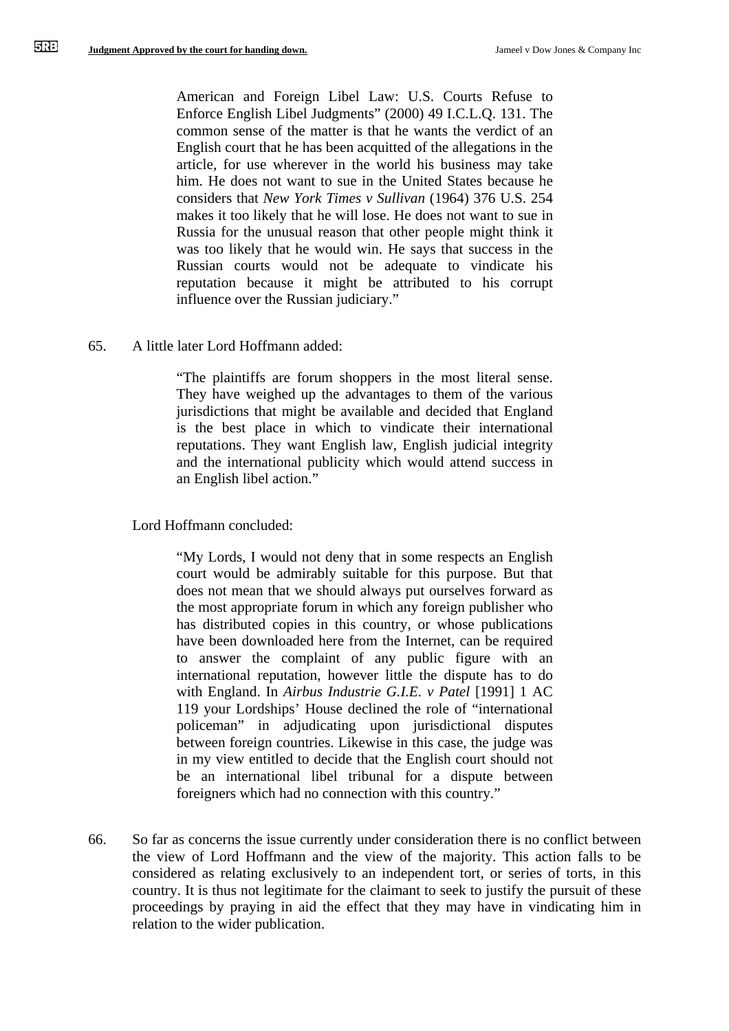> American and Foreign Libel Law: U.S. Courts Refuse to Enforce English Libel Judgments" (2000) 49 I.C.L.Q. 131. The common sense of the matter is that he wants the verdict of an English court that he has been acquitted of the allegations in the article, for use wherever in the world his business may take him. He does not want to sue in the United States because he considers that *New York Times v Sullivan* (1964) 376 U.S. 254 makes it too likely that he will lose. He does not want to sue in Russia for the unusual reason that other people might think it was too likely that he would win. He says that success in the Russian courts would not be adequate to vindicate his reputation because it might be attributed to his corrupt influence over the Russian judiciary."

65. A little later Lord Hoffmann added:

> "The plaintiffs are forum shoppers in the most literal sense. They have weighed up the advantages to them of the various jurisdictions that might be available and decided that England is the best place in which to vindicate their international reputations. They want English law, English judicial integrity and the international publicity which would attend success in an English libel action."

Lord Hoffmann concluded:

> "My Lords, I would not deny that in some respects an English court would be admirably suitable for this purpose. But that does not mean that we should always put ourselves forward as the most appropriate forum in which any foreign publisher who has distributed copies in this country, or whose publications have been downloaded here from the Internet, can be required to answer the complaint of any public figure with an international reputation, however little the dispute has to do with England. In *Airbus Industrie G.I.E. v Patel* [1991] 1 AC 119 your Lordships' House declined the role of "international policeman" in adjudicating upon jurisdictional disputes between foreign countries. Likewise in this case, the judge was in my view entitled to decide that the English court should not be an international libel tribunal for a dispute between foreigners which had no connection with this country."

66. So far as concerns the issue currently under consideration there is no conflict between the view of Lord Hoffmann and the view of the majority. This action falls to be considered as relating exclusively to an independent tort, or series of torts, in this country. It is thus not legitimate for the claimant to seek to justify the pursuit of these proceedings by praying in aid the effect that they may have in vindicating him in relation to the wider publication.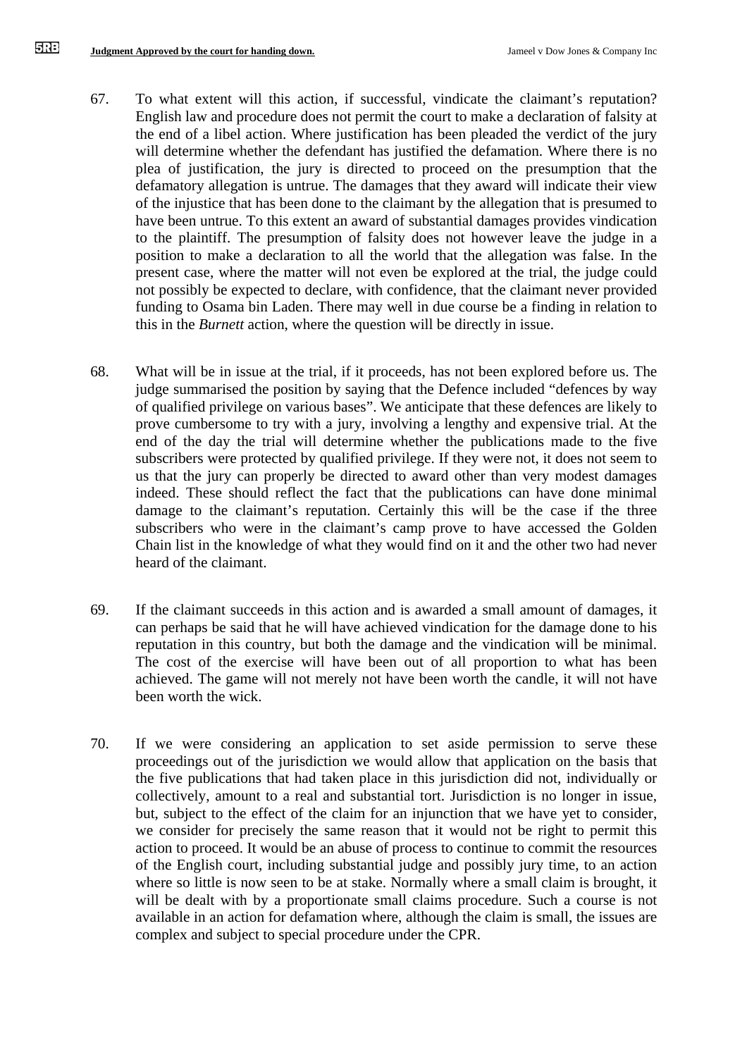67. To what extent will this action, if successful, vindicate the claimant's reputation? English law and procedure does not permit the court to make a declaration of falsity at the end of a libel action. Where justification has been pleaded the verdict of the jury will determine whether the defendant has justified the defamation. Where there is no plea of justification, the jury is directed to proceed on the presumption that the defamatory allegation is untrue. The damages that they award will indicate their view of the injustice that has been done to the claimant by the allegation that is presumed to have been untrue. To this extent an award of substantial damages provides vindication to the plaintiff. The presumption of falsity does not however leave the judge in a position to make a declaration to all the world that the allegation was false. In the present case, where the matter will not even be explored at the trial, the judge could not possibly be expected to declare, with confidence, that the claimant never provided funding to Osama bin Laden. There may well in due course be a finding in relation to this in the *Burnett* action, where the question will be directly in issue.

68. What will be in issue at the trial, if it proceeds, has not been explored before us. The judge summarised the position by saying that the Defence included "defences by way of qualified privilege on various bases". We anticipate that these defences are likely to prove cumbersome to try with a jury, involving a lengthy and expensive trial. At the end of the day the trial will determine whether the publications made to the five subscribers were protected by qualified privilege. If they were not, it does not seem to us that the jury can properly be directed to award other than very modest damages indeed. These should reflect the fact that the publications can have done minimal damage to the claimant's reputation. Certainly this will be the case if the three subscribers who were in the claimant's camp prove to have accessed the Golden Chain list in the knowledge of what they would find on it and the other two had never heard of the claimant.

69. If the claimant succeeds in this action and is awarded a small amount of damages, it can perhaps be said that he will have achieved vindication for the damage done to his reputation in this country, but both the damage and the vindication will be minimal. The cost of the exercise will have been out of all proportion to what has been achieved. The game will not merely not have been worth the candle, it will not have been worth the wick.

70. If we were considering an application to set aside permission to serve these proceedings out of the jurisdiction we would allow that application on the basis that the five publications that had taken place in this jurisdiction did not, individually or collectively, amount to a real and substantial tort. Jurisdiction is no longer in issue, but, subject to the effect of the claim for an injunction that we have yet to consider, we consider for precisely the same reason that it would not be right to permit this action to proceed. It would be an abuse of process to continue to commit the resources of the English court, including substantial judge and possibly jury time, to an action where so little is now seen to be at stake. Normally where a small claim is brought, it will be dealt with by a proportionate small claims procedure. Such a course is not available in an action for defamation where, although the claim is small, the issues are complex and subject to special procedure under the CPR.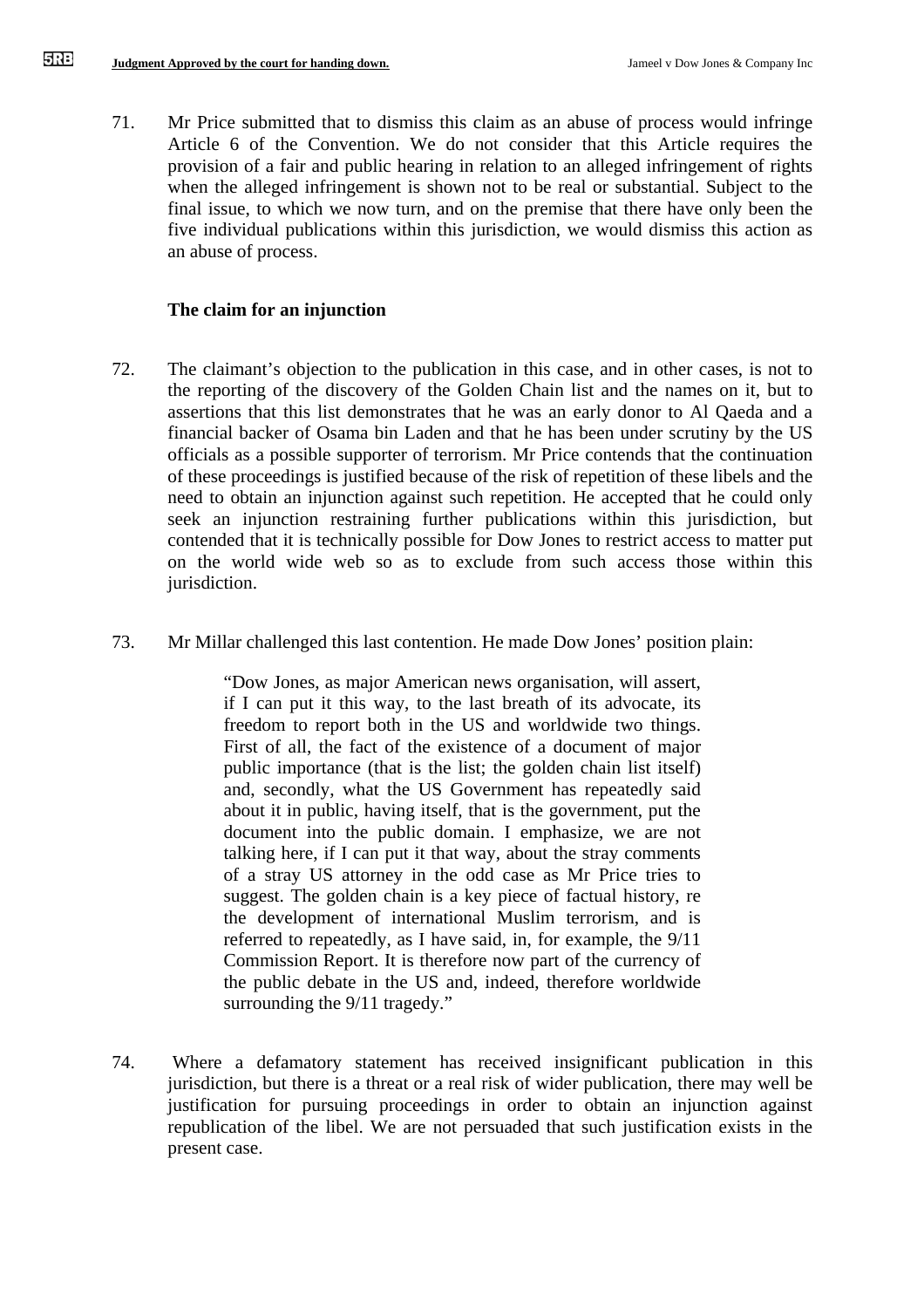71. Mr Price submitted that to dismiss this claim as an abuse of process would infringe Article 6 of the Convention. We do not consider that this Article requires the provision of a fair and public hearing in relation to an alleged infringement of rights when the alleged infringement is shown not to be real or substantial. Subject to the final issue, to which we now turn, and on the premise that there have only been the five individual publications within this jurisdiction, we would dismiss this action as an abuse of process.

**The claim for an injunction**

72. The claimant's objection to the publication in this case, and in other cases, is not to the reporting of the discovery of the Golden Chain list and the names on it, but to assertions that this list demonstrates that he was an early donor to Al Qaeda and a financial backer of Osama bin Laden and that he has been under scrutiny by the US officials as a possible supporter of terrorism. Mr Price contends that the continuation of these proceedings is justified because of the risk of repetition of these libels and the need to obtain an injunction against such repetition. He accepted that he could only seek an injunction restraining further publications within this jurisdiction, but contended that it is technically possible for Dow Jones to restrict access to matter put on the world wide web so as to exclude from such access those within this jurisdiction.

73. Mr Millar challenged this last contention. He made Dow Jones' position plain:

> "Dow Jones, as major American news organisation, will assert, if I can put it this way, to the last breath of its advocate, its freedom to report both in the US and worldwide two things. First of all, the fact of the existence of a document of major public importance (that is the list; the golden chain list itself) and, secondly, what the US Government has repeatedly said about it in public, having itself, that is the government, put the document into the public domain. I emphasize, we are not talking here, if I can put it that way, about the stray comments of a stray US attorney in the odd case as Mr Price tries to suggest. The golden chain is a key piece of factual history, re the development of international Muslim terrorism, and is referred to repeatedly, as I have said, in, for example, the 9/11 Commission Report. It is therefore now part of the currency of the public debate in the US and, indeed, therefore worldwide surrounding the 9/11 tragedy."

74. Where a defamatory statement has received insignificant publication in this jurisdiction, but there is a threat or a real risk of wider publication, there may well be justification for pursuing proceedings in order to obtain an injunction against republication of the libel. We are not persuaded that such justification exists in the present case.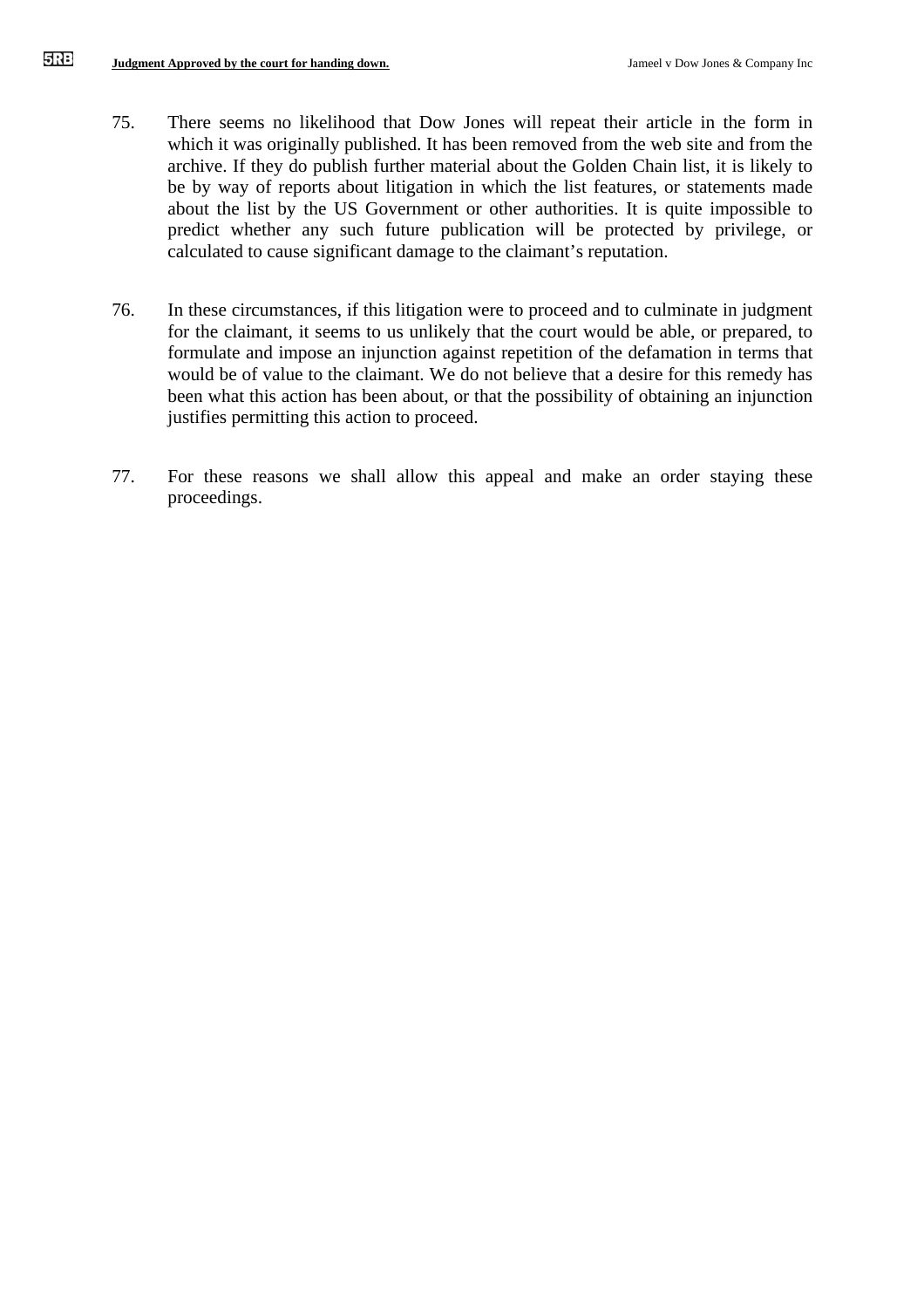75. There seems no likelihood that Dow Jones will repeat their article in the form in which it was originally published. It has been removed from the web site and from the archive. If they do publish further material about the Golden Chain list, it is likely to be by way of reports about litigation in which the list features, or statements made about the list by the US Government or other authorities. It is quite impossible to predict whether any such future publication will be protected by privilege, or calculated to cause significant damage to the claimant's reputation.

76. In these circumstances, if this litigation were to proceed and to culminate in judgment for the claimant, it seems to us unlikely that the court would be able, or prepared, to formulate and impose an injunction against repetition of the defamation in terms that would be of value to the claimant. We do not believe that a desire for this remedy has been what this action has been about, or that the possibility of obtaining an injunction justifies permitting this action to proceed.

77. For these reasons we shall allow this appeal and make an order staying these proceedings.